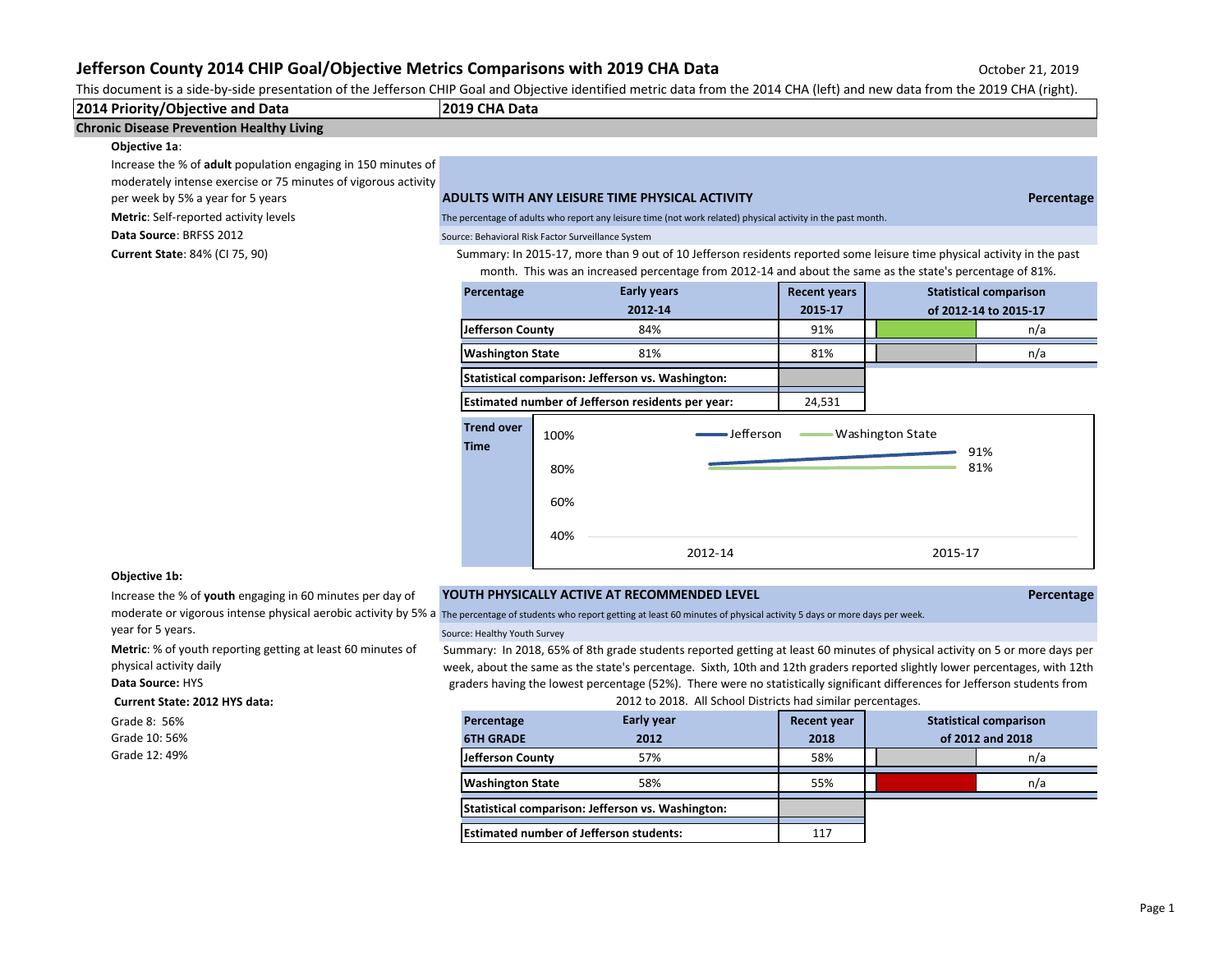# Jefferson County 2014 CHIP Goal/Objective Metrics Comparisons with 2019 CHA Data

October 21, 2019

This document is a side-by-side presentation of the Jefferson CHIP Goal and Objective identified metric data from the 2014 CHA (left) and new data from the 2019 CHA (right).

| 2014 Priority/Objective and Data | 2019 CHA Data |
|---|---|

## Chronic Disease Prevention Healthy Living

### Objective 1a:

Increase the % of **adult** population engaging in 150 minutes of moderately intense exercise or 75 minutes of vigorous activity per week by 5% a year for 5 years

**Metric**: Self-reported activity levels

**Data Source**: BRFSS 2012

**Current State**: 84% (CI 75, 90)

**ADULTS WITH ANY LEISURE TIME PHYSICAL ACTIVITY** — Percentage

The percentage of adults who report any leisure time (not work related) physical activity in the past month.

Source: Behavioral Risk Factor Surveillance System

Summary: In 2015-17, more than 9 out of 10 Jefferson residents reported some leisure time physical activity in the past month. This was an increased percentage from 2012-14 and about the same as the state's percentage of 81%.

| Percentage | Early years 2012-14 | Recent years 2015-17 | Statistical comparison of 2012-14 to 2015-17 |
|---|---|---|---|
| Jefferson County | 84% | 91% | n/a |
| Washington State | 81% | 81% | n/a |
| Statistical comparison: Jefferson vs. Washington: | | | |
| Estimated number of Jefferson residents per year: | | 24,531 | |

Trend over Time

| | 2012-14 | 2015-17 |
|---|---|---|
| Jefferson | | 91% |
| Washington State | | 81% |

### Objective 1b:

Increase the % of **youth** engaging in 60 minutes per day of moderate or vigorous intense physical aerobic activity by 5% a year for 5 years.

**Metric**: % of youth reporting getting at least 60 minutes of physical activity daily

**Data Source:** HYS

**Current State: 2012 HYS data:**

Grade 8: 56%
Grade 10: 56%
Grade 12: 49%

**YOUTH PHYSICALLY ACTIVE AT RECOMMENDED LEVEL** — Percentage

The percentage of students who report getting at least 60 minutes of physical activity 5 days or more days per week.

Source: Healthy Youth Survey

Summary: In 2018, 65% of 8th grade students reported getting at least 60 minutes of physical activity on 5 or more days per week, about the same as the state's percentage. Sixth, 10th and 12th graders reported slightly lower percentages, with 12th graders having the lowest percentage (52%). There were no statistically significant differences for Jefferson students from 2012 to 2018. All School Districts had similar percentages.

| Percentage 6TH GRADE | Early year 2012 | Recent year 2018 | Statistical comparison of 2012 and 2018 |
|---|---|---|---|
| Jefferson County | 57% | 58% | n/a |
| Washington State | 58% | 55% | n/a |
| Statistical comparison: Jefferson vs. Washington: | | | |
| Estimated number of Jefferson students: | | 117 | |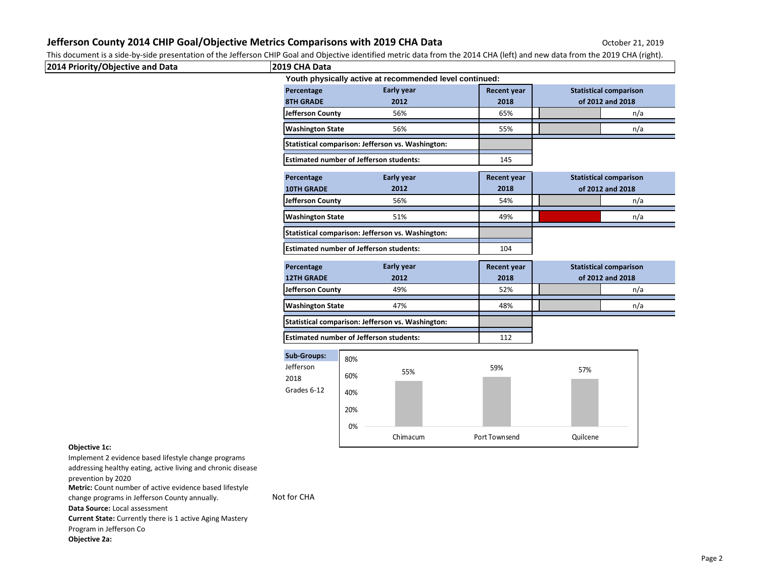## Jefferson County 2014 CHIP Goal/Objective Metrics Comparisons with 2019 CHA Data

October 21, 2019

This document is a side-by-side presentation of the Jefferson CHIP Goal and Objective identified metric data from the 2014 CHA (left) and new data from the 2019 CHA (right).

| 2014 Priority/Objective and Data | 2019 CHA Data |
|---|---|

**Youth physically active at recommended level continued:**

| Percentage 8TH GRADE | Early year 2012 | Recent year 2018 | Statistical comparison of 2012 and 2018 |
|---|---|---|---|
| Jefferson County | 56% | 65% | n/a |
| Washington State | 56% | 55% | n/a |
| Statistical comparison: Jefferson vs. Washington: | | | |
| Estimated number of Jefferson students: | | 145 | |

| Percentage 10TH GRADE | Early year 2012 | Recent year 2018 | Statistical comparison of 2012 and 2018 |
|---|---|---|---|
| Jefferson County | 56% | 54% | n/a |
| Washington State | 51% | 49% | n/a |
| Statistical comparison: Jefferson vs. Washington: | | | |
| Estimated number of Jefferson students: | | 104 | |

| Percentage 12TH GRADE | Early year 2012 | Recent year 2018 | Statistical comparison of 2012 and 2018 |
|---|---|---|---|
| Jefferson County | 49% | 52% | n/a |
| Washington State | 47% | 48% | n/a |
| Statistical comparison: Jefferson vs. Washington: | | | |
| Estimated number of Jefferson students: | | 112 | |

**Sub-Groups:** Jefferson 2018 Grades 6-12

| Chimacum | Port Townsend | Quilcene |
|---|---|---|
| 55% | 59% | 57% |

**Objective 1c:**
Implement 2 evidence based lifestyle change programs addressing healthy eating, active living and chronic disease prevention by 2020

**Metric:** Count number of active evidence based lifestyle change programs in Jefferson County annually.

**Data Source:** Local assessment

**Current State:** Currently there is 1 active Aging Mastery Program in Jefferson Co

Not for CHA

**Objective 2a:**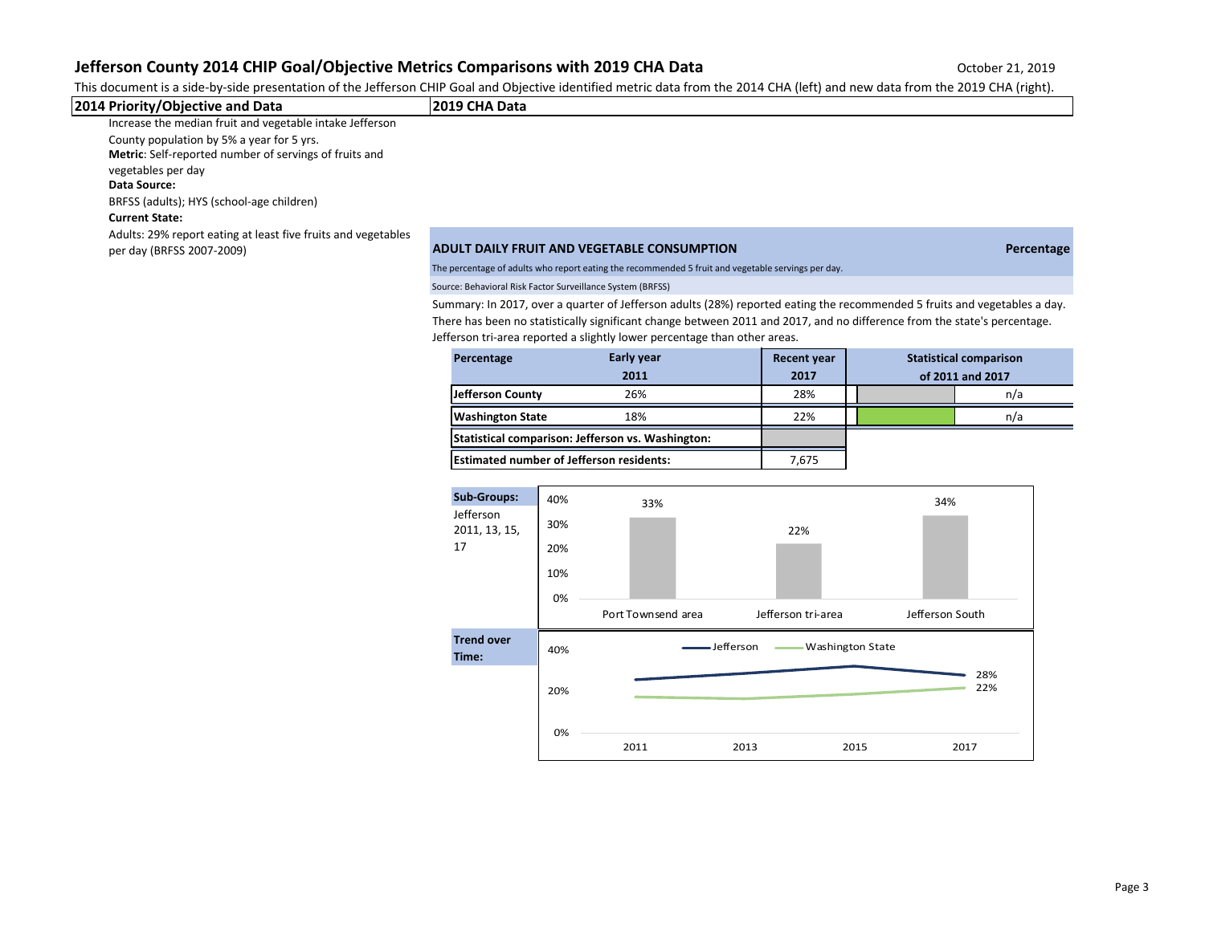# Jefferson County 2014 CHIP Goal/Objective Metrics Comparisons with 2019 CHA Data

October 21, 2019

This document is a side-by-side presentation of the Jefferson CHIP Goal and Objective identified metric data from the 2014 CHA (left) and new data from the 2019 CHA (right).

## 2014 Priority/Objective and Data

Increase the median fruit and vegetable intake Jefferson County population by 5% a year for 5 yrs.

**Metric**: Self-reported number of servings of fruits and vegetables per day

**Data Source:**

BRFSS (adults); HYS (school-age children)

**Current State:**

Adults: 29% report eating at least five fruits and vegetables per day (BRFSS 2007-2009)

## 2019 CHA Data

### ADULT DAILY FRUIT AND VEGETABLE CONSUMPTION

Percentage

The percentage of adults who report eating the recommended 5 fruit and vegetable servings per day.

Source: Behavioral Risk Factor Surveillance System (BRFSS)

Summary: In 2017, over a quarter of Jefferson adults (28%) reported eating the recommended 5 fruits and vegetables a day. There has been no statistically significant change between 2011 and 2017, and no difference from the state's percentage. Jefferson tri-area reported a slightly lower percentage than other areas.

| Percentage | Early year 2011 | Recent year 2017 | Statistical comparison of 2011 and 2017 |
|---|---|---|---|
| Jefferson County | 26% | 28% | n/a |
| Washington State | 18% | 22% | n/a |
| Statistical comparison: Jefferson vs. Washington: | | | |
| Estimated number of Jefferson residents: | | 7,675 | |

**Sub-Groups:** Jefferson 2011, 13, 15, 17

| Area | Percentage |
|---|---|
| Port Townsend area | 33% |
| Jefferson tri-area | 22% |
| Jefferson South | 34% |

**Trend over Time:**

| | 2011 | 2013 | 2015 | 2017 |
|---|---|---|---|---|
| Jefferson | | | | 28% |
| Washington State | | | | 22% |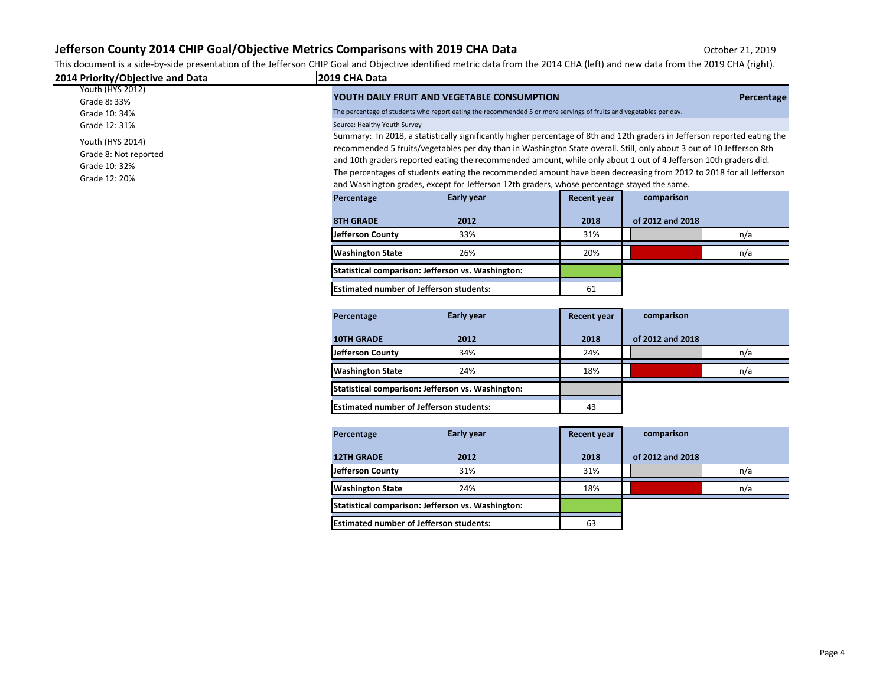# Jefferson County 2014 CHIP Goal/Objective Metrics Comparisons with 2019 CHA Data

October 21, 2019

This document is a side-by-side presentation of the Jefferson CHIP Goal and Objective identified metric data from the 2014 CHA (left) and new data from the 2019 CHA (right).

| 2014 Priority/Objective and Data | 2019 CHA Data |
|---|---|

## 2014 Priority/Objective and Data

Youth (HYS 2012)
- Grade 8: 33%
- Grade 10: 34%
- Grade 12: 31%

Youth (HYS 2014)
- Grade 8: Not reported
- Grade 10: 32%
- Grade 12: 20%

## 2019 CHA Data

### YOUTH DAILY FRUIT AND VEGETABLE CONSUMPTION — Percentage

The percentage of students who report eating the recommended 5 or more servings of fruits and vegetables per day.

Source: Healthy Youth Survey

Summary: In 2018, a statistically significantly higher percentage of 8th and 12th graders in Jefferson reported eating the recommended 5 fruits/vegetables per day than in Washington State overall. Still, only about 3 out of 10 Jefferson 8th and 10th graders reported eating the recommended amount, while only about 1 out of 4 Jefferson 10th graders did. The percentages of students eating the recommended amount have been decreasing from 2012 to 2018 for all Jefferson and Washington grades, except for Jefferson 12th graders, whose percentage stayed the same.

| Percentage 8TH GRADE | Early year 2012 | Recent year 2018 | comparison of 2012 and 2018 | |
|---|---|---|---|---|
| Jefferson County | 33% | 31% | | n/a |
| Washington State | 26% | 20% | | n/a |
| Statistical comparison: Jefferson vs. Washington: | | | | |
| Estimated number of Jefferson students: | | 61 | | |

| Percentage 10TH GRADE | Early year 2012 | Recent year 2018 | comparison of 2012 and 2018 | |
|---|---|---|---|---|
| Jefferson County | 34% | 24% | | n/a |
| Washington State | 24% | 18% | | n/a |
| Statistical comparison: Jefferson vs. Washington: | | | | |
| Estimated number of Jefferson students: | | 43 | | |

| Percentage 12TH GRADE | Early year 2012 | Recent year 2018 | comparison of 2012 and 2018 | |
|---|---|---|---|---|
| Jefferson County | 31% | 31% | | n/a |
| Washington State | 24% | 18% | | n/a |
| Statistical comparison: Jefferson vs. Washington: | | | | |
| Estimated number of Jefferson students: | | 63 | | |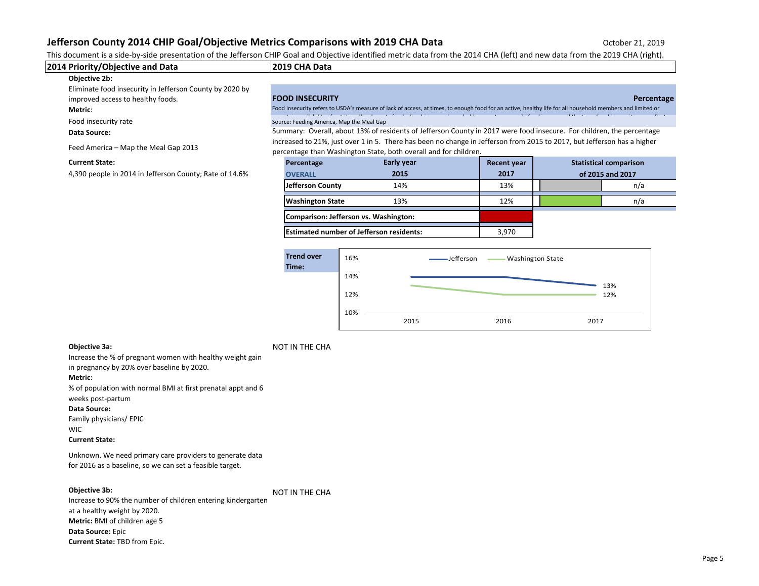# Jefferson County 2014 CHIP Goal/Objective Metrics Comparisons with 2019 CHA Data

October 21, 2019

This document is a side-by-side presentation of the Jefferson CHIP Goal and Objective identified metric data from the 2014 CHA (left) and new data from the 2019 CHA (right).

## 2014 Priority/Objective and Data

**Objective 2b:**

Eliminate food insecurity in Jefferson County by 2020 by improved access to healthy foods.

**Metric**:

Food insecurity rate

**Data Source:**

Feed America – Map the Meal Gap 2013

**Current State:**

4,390 people in 2014 in Jefferson County; Rate of 14.6%

## 2019 CHA Data

**FOOD INSECURITY** — **Percentage**

Food insecurity refers to USDA's measure of lack of access, at times, to enough food for an active, healthy life for all household members and limited or

Source: Feeding America, Map the Meal Gap

Summary: Overall, about 13% of residents of Jefferson County in 2017 were food insecure. For children, the percentage increased to 21%, just over 1 in 5. There has been no change in Jefferson from 2015 to 2017, but Jefferson has a higher percentage than Washington State, both overall and for children.

| Percentage OVERALL | Early year 2015 | Recent year 2017 | Statistical comparison of 2015 and 2017 |
|---|---|---|---|
| Jefferson County | 14% | 13% | n/a |
| Washington State | 13% | 12% | n/a |
| Comparison: Jefferson vs. Washington: | | | |
| Estimated number of Jefferson residents: | | 3,970 | |

**Trend over Time:**

| | 2015 | 2016 | 2017 |
|---|---|---|---|
| Jefferson | 14% | 14% | 13% |
| Washington State | 13% | 12% | 12% |

**Objective 3a:**

Increase the % of pregnant women with healthy weight gain in pregnancy by 20% over baseline by 2020.

**Metric**:

% of population with normal BMI at first prenatal appt and 6 weeks post-partum

**Data Source:**

Family physicians/ EPIC

WIC

**Current State:**

Unknown. We need primary care providers to generate data for 2016 as a baseline, so we can set a feasible target.

NOT IN THE CHA

**Objective 3b:**

Increase to 90% the number of children entering kindergarten at a healthy weight by 2020.

**Metric:** BMI of children age 5

**Data Source:** Epic

**Current State:** TBD from Epic.

NOT IN THE CHA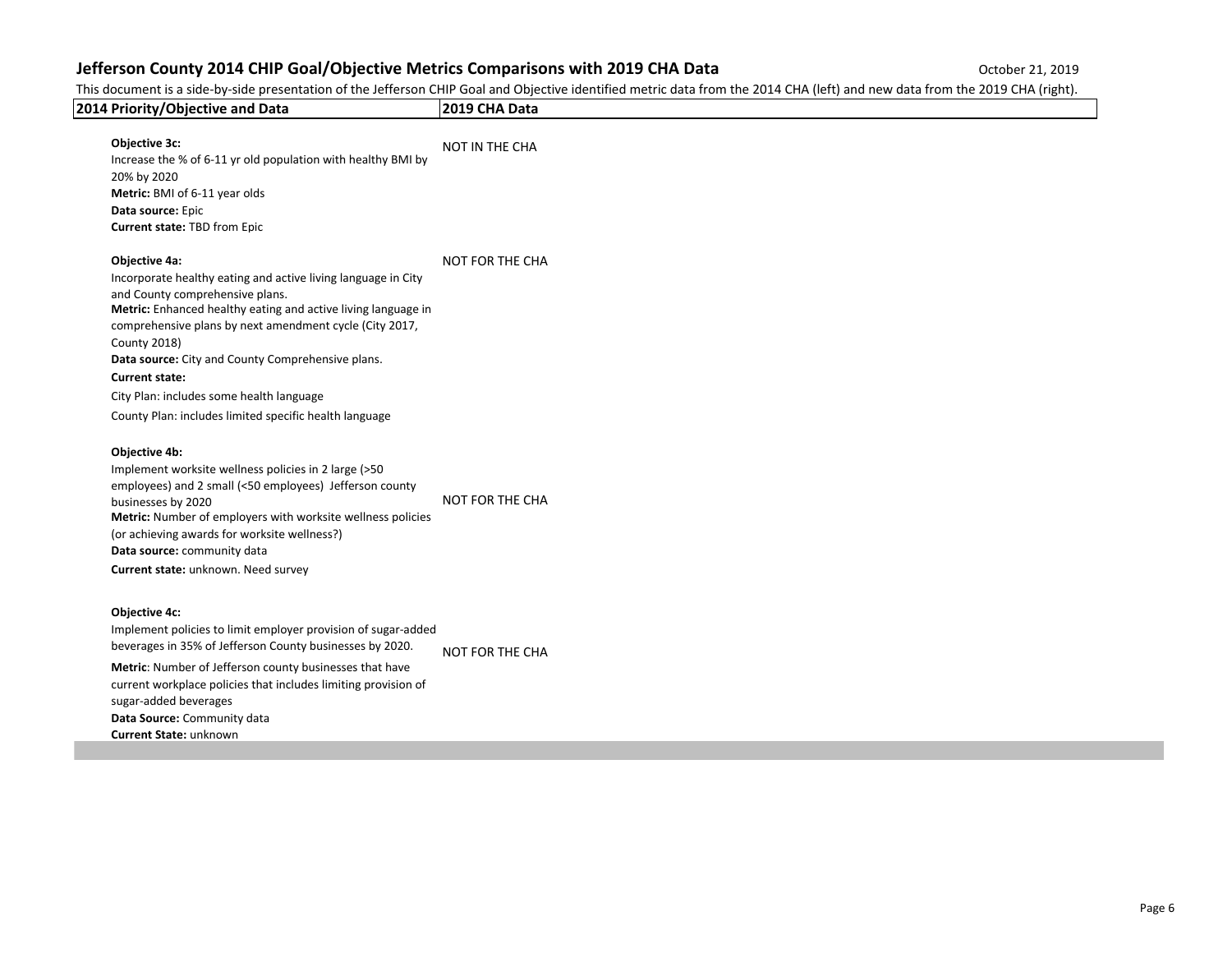| 2014 Priority/Objective and Data | 2019 CHA Data |
|---|---|
| **Objective 3c:**<br>Increase the % of 6-11 yr old population with healthy BMI by 20% by 2020<br>**Metric:** BMI of 6-11 year olds<br>**Data source:** Epic<br>**Current state:** TBD from Epic | NOT IN THE CHA |
| **Objective 4a:**<br>Incorporate healthy eating and active living language in City and County comprehensive plans.<br>**Metric:** Enhanced healthy eating and active living language in comprehensive plans by next amendment cycle (City 2017, County 2018)<br>**Data source:** City and County Comprehensive plans.<br>**Current state:**<br>City Plan: includes some health language<br>County Plan: includes limited specific health language | NOT FOR THE CHA |
| **Objective 4b:**<br>Implement worksite wellness policies in 2 large (>50 employees) and 2 small (<50 employees) Jefferson county businesses by 2020<br>**Metric:** Number of employers with worksite wellness policies (or achieving awards for worksite wellness?)<br>**Data source:** community data<br>**Current state:** unknown. Need survey | NOT FOR THE CHA |
| **Objective 4c:**<br>Implement policies to limit employer provision of sugar-added beverages in 35% of Jefferson County businesses by 2020.<br>**Metric**: Number of Jefferson county businesses that have current workplace policies that includes limiting provision of sugar-added beverages<br>**Data Source:** Community data<br>**Current State:** unknown | NOT FOR THE CHA |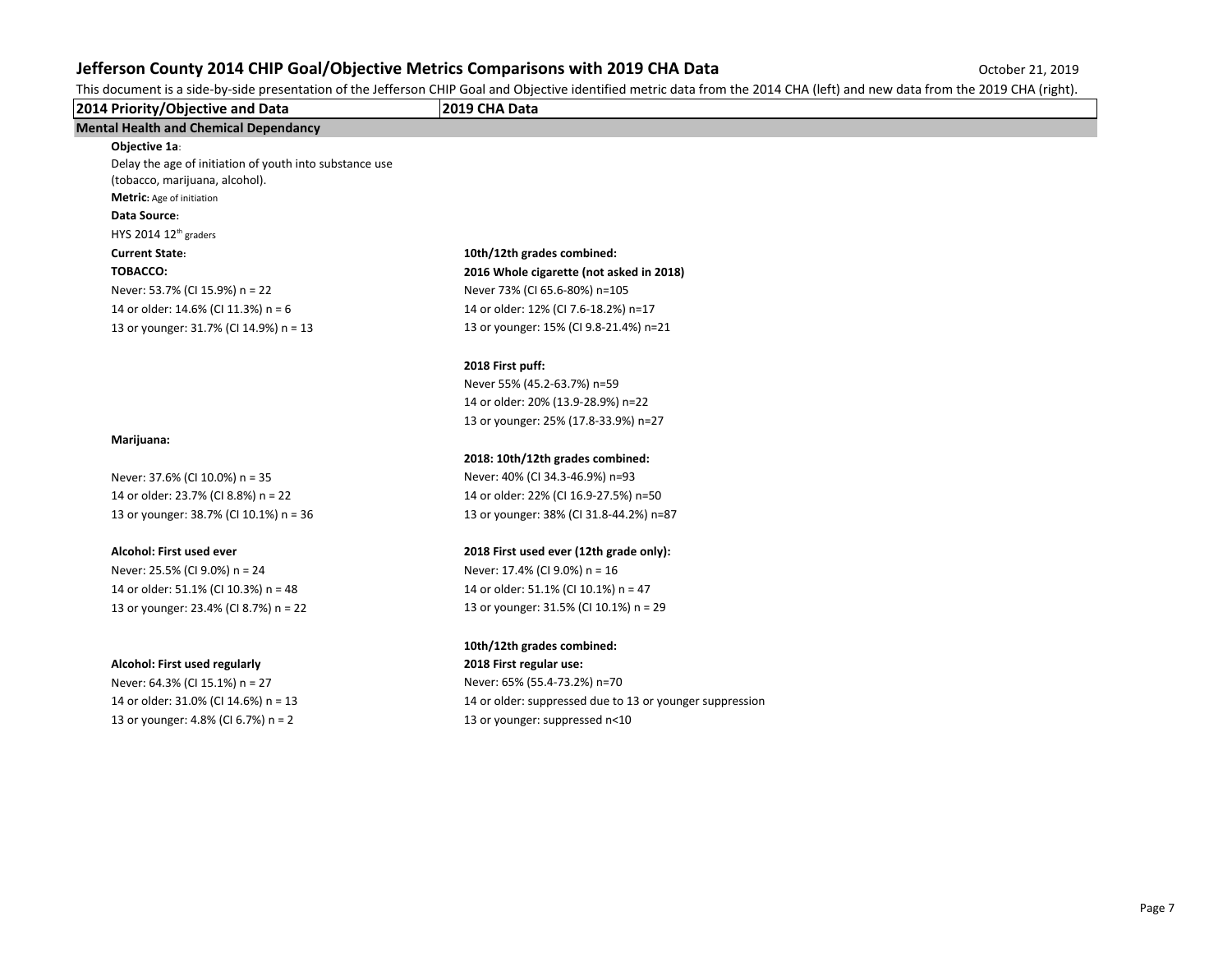# Jefferson County 2014 CHIP Goal/Objective Metrics Comparisons with 2019 CHA Data

October 21, 2019

This document is a side-by-side presentation of the Jefferson CHIP Goal and Objective identified metric data from the 2014 CHA (left) and new data from the 2019 CHA (right).

| 2014 Priority/Objective and Data | 2019 CHA Data |
|---|---|
| **Mental Health and Chemical Dependancy** | |
| **Objective 1a**: | |
| Delay the age of initiation of youth into substance use (tobacco, marijuana, alcohol). | |
| **Metric**: Age of initiation | |
| **Data Source**: | |
| HYS 2014 12th graders | |
| **Current State**: | **10th/12th grades combined:** |
| **TOBACCO:** | **2016 Whole cigarette (not asked in 2018)** |
| Never: 53.7% (CI 15.9%) n = 22 | Never 73% (CI 65.6-80%) n=105 |
| 14 or older: 14.6% (CI 11.3%) n = 6 | 14 or older: 12% (CI 7.6-18.2%) n=17 |
| 13 or younger: 31.7% (CI 14.9%) n = 13 | 13 or younger: 15% (CI 9.8-21.4%) n=21 |
| | **2018 First puff:** |
| | Never 55% (45.2-63.7%) n=59 |
| | 14 or older: 20% (13.9-28.9%) n=22 |
| | 13 or younger: 25% (17.8-33.9%) n=27 |
| **Marijuana:** | |
| | **2018: 10th/12th grades combined:** |
| Never: 37.6% (CI 10.0%) n = 35 | Never: 40% (CI 34.3-46.9%) n=93 |
| 14 or older: 23.7% (CI 8.8%) n = 22 | 14 or older: 22% (CI 16.9-27.5%) n=50 |
| 13 or younger: 38.7% (CI 10.1%) n = 36 | 13 or younger: 38% (CI 31.8-44.2%) n=87 |
| **Alcohol: First used ever** | **2018 First used ever (12th grade only):** |
| Never: 25.5% (CI 9.0%) n = 24 | Never: 17.4% (CI 9.0%) n = 16 |
| 14 or older: 51.1% (CI 10.3%) n = 48 | 14 or older: 51.1% (CI 10.1%) n = 47 |
| 13 or younger: 23.4% (CI 8.7%) n = 22 | 13 or younger: 31.5% (CI 10.1%) n = 29 |
| | **10th/12th grades combined:** |
| **Alcohol: First used regularly** | **2018 First regular use:** |
| Never: 64.3% (CI 15.1%) n = 27 | Never: 65% (55.4-73.2%) n=70 |
| 14 or older: 31.0% (CI 14.6%) n = 13 | 14 or older: suppressed due to 13 or younger suppression |
| 13 or younger: 4.8% (CI 6.7%) n = 2 | 13 or younger: suppressed n<10 |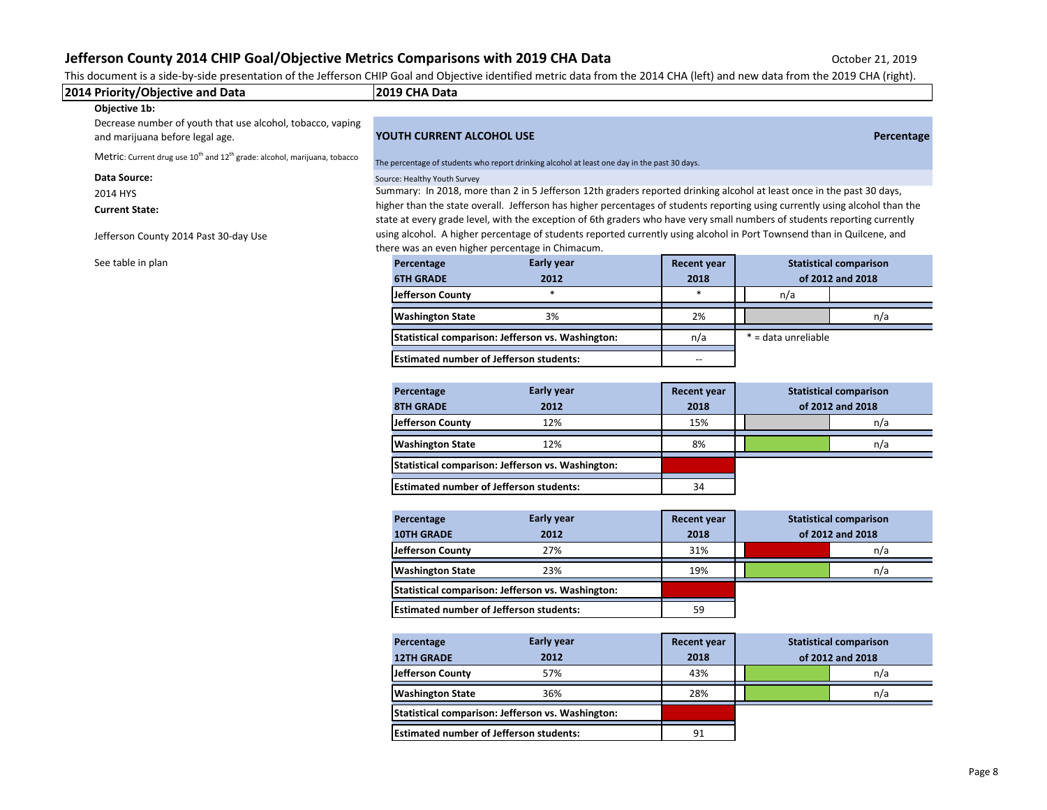# Jefferson County 2014 CHIP Goal/Objective Metrics Comparisons with 2019 CHA Data

October 21, 2019

This document is a side-by-side presentation of the Jefferson CHIP Goal and Objective identified metric data from the 2014 CHA (left) and new data from the 2019 CHA (right).

| 2014 Priority/Objective and Data | 2019 CHA Data |
|---|---|

## 2014 Priority/Objective and Data

**Objective 1b:**

Decrease number of youth that use alcohol, tobacco, vaping and marijuana before legal age.

Metric: Current drug use 10th and 12th grade: alcohol, marijuana, tobacco

**Data Source:**

2014 HYS

**Current State:**

Jefferson County 2014 Past 30-day Use

See table in plan

## 2019 CHA Data

**YOUTH CURRENT ALCOHOL USE** — **Percentage**

The percentage of students who report drinking alcohol at least one day in the past 30 days.

Source: Healthy Youth Survey

Summary: In 2018, more than 2 in 5 Jefferson 12th graders reported drinking alcohol at least once in the past 30 days, higher than the state overall. Jefferson has higher percentages of students reporting using currently using alcohol than the state at every grade level, with the exception of 6th graders who have very small numbers of students reporting currently using alcohol. A higher percentage of students reported currently using alcohol in Port Townsend than in Quilcene, and there was an even higher percentage in Chimacum.

| Percentage 6TH GRADE | Early year 2012 | Recent year 2018 | Statistical comparison of 2012 and 2018 | |
|---|---|---|---|---|
| Jefferson County | * | * | n/a | |
| Washington State | 3% | 2% | | n/a |
| Statistical comparison: Jefferson vs. Washington: | | n/a | * = data unreliable | |
| Estimated number of Jefferson students: | | -- | | |

| Percentage 8TH GRADE | Early year 2012 | Recent year 2018 | Statistical comparison of 2012 and 2018 | |
|---|---|---|---|---|
| Jefferson County | 12% | 15% | | n/a |
| Washington State | 12% | 8% | | n/a |
| Statistical comparison: Jefferson vs. Washington: | | | | |
| Estimated number of Jefferson students: | | 34 | | |

| Percentage 10TH GRADE | Early year 2012 | Recent year 2018 | Statistical comparison of 2012 and 2018 | |
|---|---|---|---|---|
| Jefferson County | 27% | 31% | | n/a |
| Washington State | 23% | 19% | | n/a |
| Statistical comparison: Jefferson vs. Washington: | | | | |
| Estimated number of Jefferson students: | | 59 | | |

| Percentage 12TH GRADE | Early year 2012 | Recent year 2018 | Statistical comparison of 2012 and 2018 | |
|---|---|---|---|---|
| Jefferson County | 57% | 43% | | n/a |
| Washington State | 36% | 28% | | n/a |
| Statistical comparison: Jefferson vs. Washington: | | | | |
| Estimated number of Jefferson students: | | 91 | | |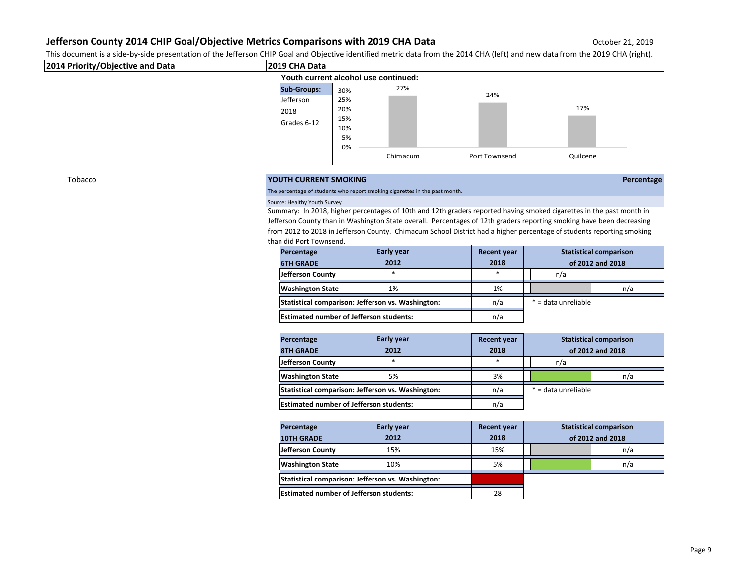# Jefferson County 2014 CHIP Goal/Objective Metrics Comparisons with 2019 CHA Data

October 21, 2019

This document is a side-by-side presentation of the Jefferson CHIP Goal and Objective identified metric data from the 2014 CHA (left) and new data from the 2019 CHA (right).

| 2014 Priority/Objective and Data | 2019 CHA Data |
|---|---|

**Youth current alcohol use continued:**

**Sub-Groups:** Jefferson 2018 Grades 6-12

| School District | Percentage |
|---|---|
| Chimacum | 27% |
| Port Townsend | 24% |
| Quilcene | 17% |

Tobacco

## YOUTH CURRENT SMOKING — Percentage

The percentage of students who report smoking cigarettes in the past month.

Source: Healthy Youth Survey

Summary: In 2018, higher percentages of 10th and 12th graders reported having smoked cigarettes in the past month in Jefferson County than in Washington State overall. Percentages of 12th graders reporting smoking have been decreasing from 2012 to 2018 in Jefferson County. Chimacum School District had a higher percentage of students reporting smoking than did Port Townsend.

| Percentage 6TH GRADE | Early year 2012 | Recent year 2018 | Statistical comparison of 2012 and 2018 | |
|---|---|---|---|---|
| Jefferson County | * | * | n/a | |
| Washington State | 1% | 1% | | n/a |
| Statistical comparison: Jefferson vs. Washington: | | n/a | * = data unreliable | |
| Estimated number of Jefferson students: | | n/a | | |

| Percentage 8TH GRADE | Early year 2012 | Recent year 2018 | Statistical comparison of 2012 and 2018 | |
|---|---|---|---|---|
| Jefferson County | * | * | n/a | |
| Washington State | 5% | 3% | | n/a |
| Statistical comparison: Jefferson vs. Washington: | | n/a | * = data unreliable | |
| Estimated number of Jefferson students: | | n/a | | |

| Percentage 10TH GRADE | Early year 2012 | Recent year 2018 | Statistical comparison of 2012 and 2018 | |
|---|---|---|---|---|
| Jefferson County | 15% | 15% | | n/a |
| Washington State | 10% | 5% | | n/a |
| Statistical comparison: Jefferson vs. Washington: | | | | |
| Estimated number of Jefferson students: | | 28 | | |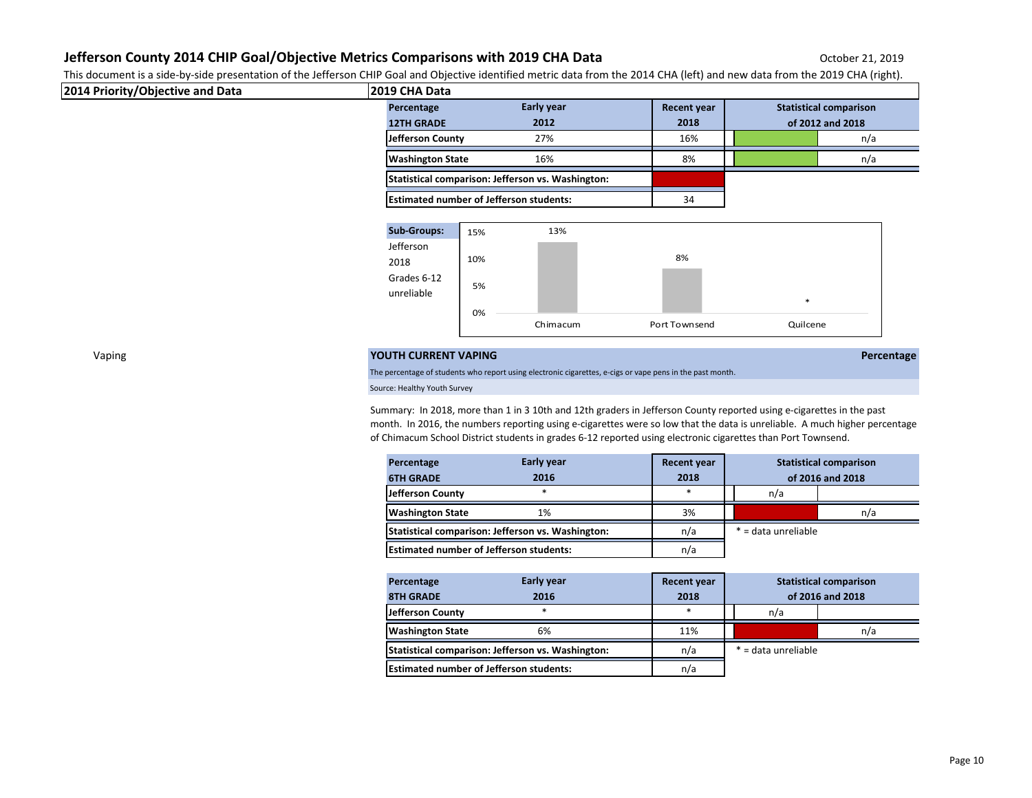# Jefferson County 2014 CHIP Goal/Objective Metrics Comparisons with 2019 CHA Data

October 21, 2019

This document is a side-by-side presentation of the Jefferson CHIP Goal and Objective identified metric data from the 2014 CHA (left) and new data from the 2019 CHA (right).

| 2014 Priority/Objective and Data | 2019 CHA Data |
|---|---|

| Percentage 12TH GRADE | Early year 2012 | Recent year 2018 | Statistical comparison of 2012 and 2018 | |
|---|---|---|---|---|
| Jefferson County | 27% | 16% | | n/a |
| Washington State | 16% | 8% | | n/a |
| Statistical comparison: Jefferson vs. Washington: | | | | |
| Estimated number of Jefferson students: | | 34 | | |

Sub-Groups: Jefferson 2018 Grades 6-12 unreliable

| School District | Percentage |
|---|---|
| Chimacum | 13% |
| Port Townsend | 8% |
| Quilcene | * |

Vaping

## YOUTH CURRENT VAPING — Percentage

The percentage of students who report using electronic cigarettes, e-cigs or vape pens in the past month.

Source: Healthy Youth Survey

Summary: In 2018, more than 1 in 3 10th and 12th graders in Jefferson County reported using e-cigarettes in the past month. In 2016, the numbers reporting using e-cigarettes were so low that the data is unreliable. A much higher percentage of Chimacum School District students in grades 6-12 reported using electronic cigarettes than Port Townsend.

| Percentage 6TH GRADE | Early year 2016 | Recent year 2018 | Statistical comparison of 2016 and 2018 | |
|---|---|---|---|---|
| Jefferson County | * | * | n/a | |
| Washington State | 1% | 3% | | n/a |
| Statistical comparison: Jefferson vs. Washington: | | n/a | * = data unreliable | |
| Estimated number of Jefferson students: | | n/a | | |

| Percentage 8TH GRADE | Early year 2016 | Recent year 2018 | Statistical comparison of 2016 and 2018 | |
|---|---|---|---|---|
| Jefferson County | * | * | n/a | |
| Washington State | 6% | 11% | | n/a |
| Statistical comparison: Jefferson vs. Washington: | | n/a | * = data unreliable | |
| Estimated number of Jefferson students: | | n/a | | |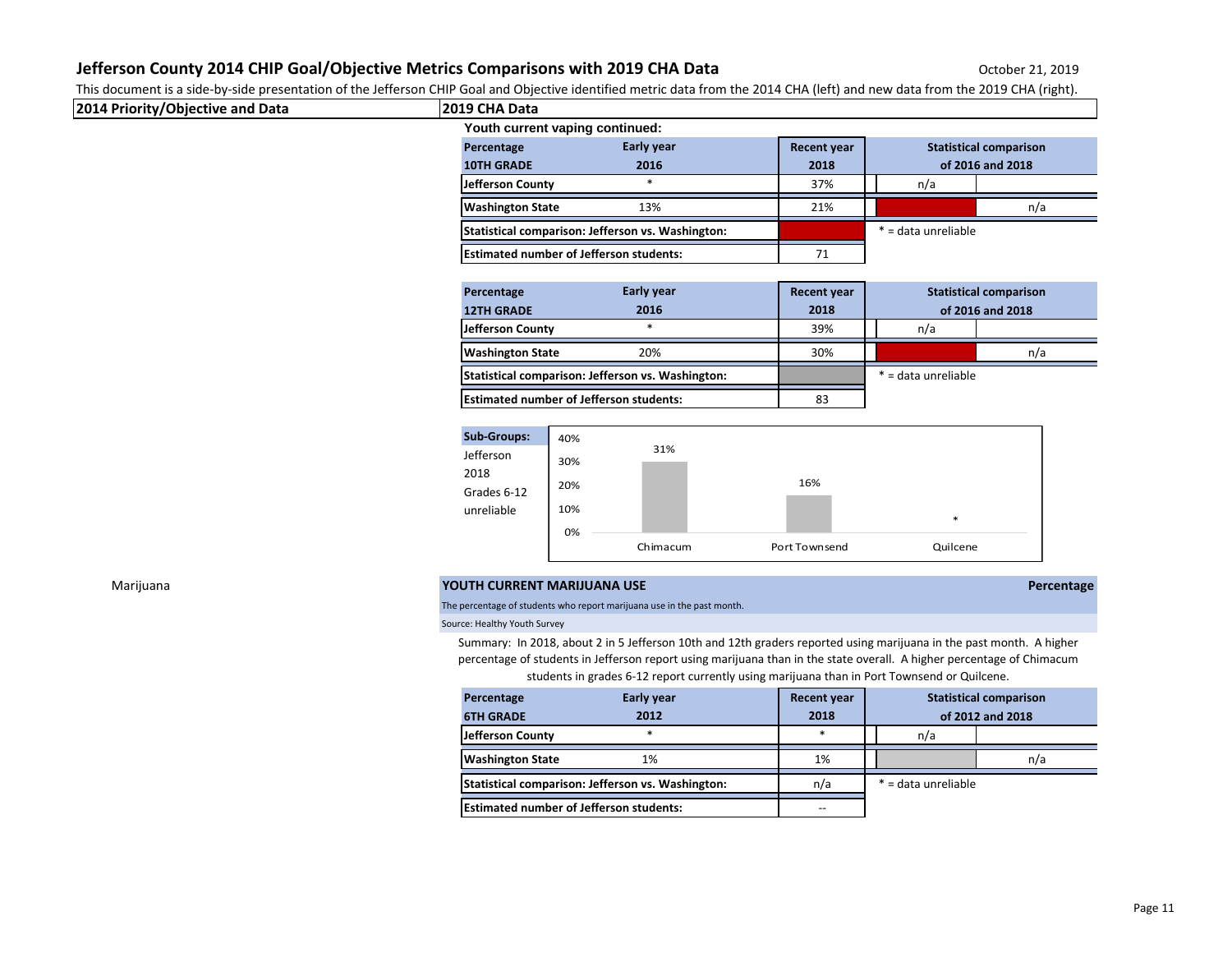# Jefferson County 2014 CHIP Goal/Objective Metrics Comparisons with 2019 CHA Data

October 21, 2019

This document is a side-by-side presentation of the Jefferson CHIP Goal and Objective identified metric data from the 2014 CHA (left) and new data from the 2019 CHA (right).

| 2014 Priority/Objective and Data | 2019 CHA Data |
|---|---|

**Youth current vaping continued:**

| Percentage 10TH GRADE | Early year 2016 | Recent year 2018 | Statistical comparison of 2016 and 2018 | |
|---|---|---|---|---|
| Jefferson County | * | 37% | n/a | |
| Washington State | 13% | 21% | | n/a |
| Statistical comparison: Jefferson vs. Washington: | | | * = data unreliable | |
| Estimated number of Jefferson students: | | 71 | | |

| Percentage 12TH GRADE | Early year 2016 | Recent year 2018 | Statistical comparison of 2016 and 2018 | |
|---|---|---|---|---|
| Jefferson County | * | 39% | n/a | |
| Washington State | 20% | 30% | | n/a |
| Statistical comparison: Jefferson vs. Washington: | | | * = data unreliable | |
| Estimated number of Jefferson students: | | 83 | | |

**Sub-Groups:** Jefferson 2018 Grades 6-12 unreliable

| School | Percentage |
|---|---|
| Chimacum | 31% |
| Port Townsend | 16% |
| Quilcene | * |

Marijuana

## YOUTH CURRENT MARIJUANA USE — Percentage

The percentage of students who report marijuana use in the past month.

Source: Healthy Youth Survey

Summary: In 2018, about 2 in 5 Jefferson 10th and 12th graders reported using marijuana in the past month. A higher percentage of students in Jefferson report using marijuana than in the state overall. A higher percentage of Chimacum students in grades 6-12 report currently using marijuana than in Port Townsend or Quilcene.

| Percentage 6TH GRADE | Early year 2012 | Recent year 2018 | Statistical comparison of 2012 and 2018 | |
|---|---|---|---|---|
| Jefferson County | * | * | n/a | |
| Washington State | 1% | 1% | | n/a |
| Statistical comparison: Jefferson vs. Washington: | | n/a | * = data unreliable | |
| Estimated number of Jefferson students: | | -- | | |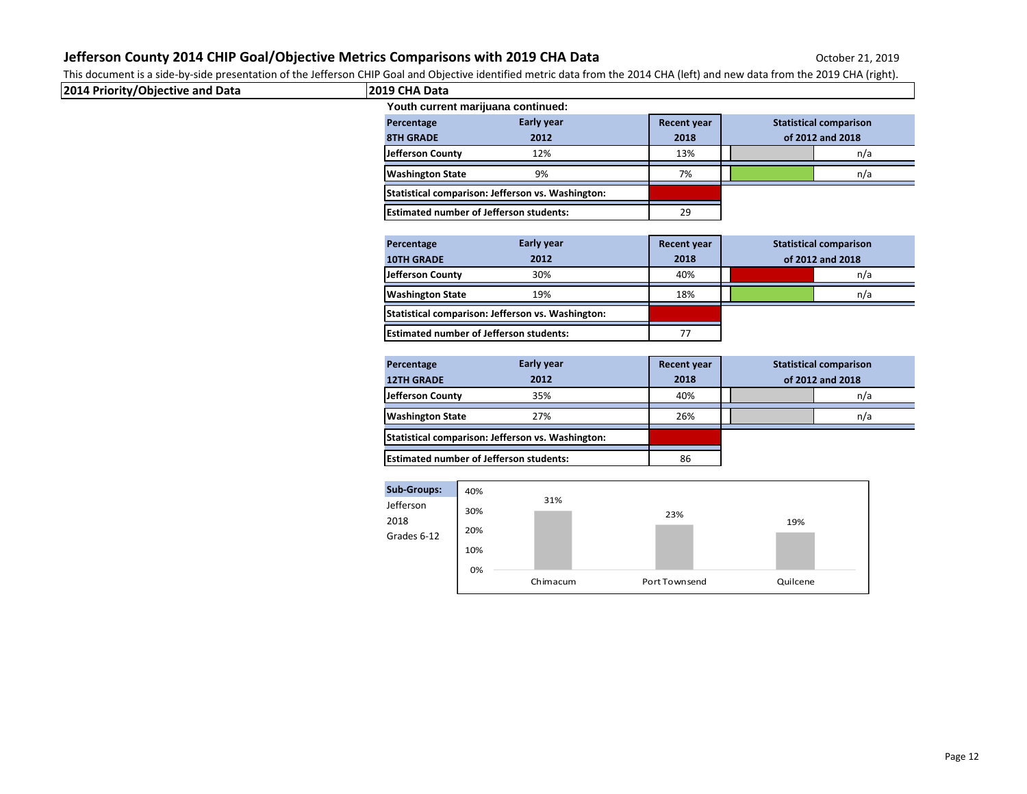# Jefferson County 2014 CHIP Goal/Objective Metrics Comparisons with 2019 CHA Data

October 21, 2019

This document is a side-by-side presentation of the Jefferson CHIP Goal and Objective identified metric data from the 2014 CHA (left) and new data from the 2019 CHA (right).

| 2014 Priority/Objective and Data | 2019 CHA Data |
|---|---|

**Youth current marijuana continued:**

| Percentage 8TH GRADE | Early year 2012 | Recent year 2018 | Statistical comparison of 2012 and 2018 |
|---|---|---|---|
| Jefferson County | 12% | 13% | n/a |
| Washington State | 9% | 7% | n/a |
| Statistical comparison: Jefferson vs. Washington: | | | |
| Estimated number of Jefferson students: | | 29 | |

| Percentage 10TH GRADE | Early year 2012 | Recent year 2018 | Statistical comparison of 2012 and 2018 |
|---|---|---|---|
| Jefferson County | 30% | 40% | n/a |
| Washington State | 19% | 18% | n/a |
| Statistical comparison: Jefferson vs. Washington: | | | |
| Estimated number of Jefferson students: | | 77 | |

| Percentage 12TH GRADE | Early year 2012 | Recent year 2018 | Statistical comparison of 2012 and 2018 |
|---|---|---|---|
| Jefferson County | 35% | 40% | n/a |
| Washington State | 27% | 26% | n/a |
| Statistical comparison: Jefferson vs. Washington: | | | |
| Estimated number of Jefferson students: | | 86 | |

**Sub-Groups:** Jefferson 2018 Grades 6-12

| Chimacum | Port Townsend | Quilcene |
|---|---|---|
| 31% | 23% | 19% |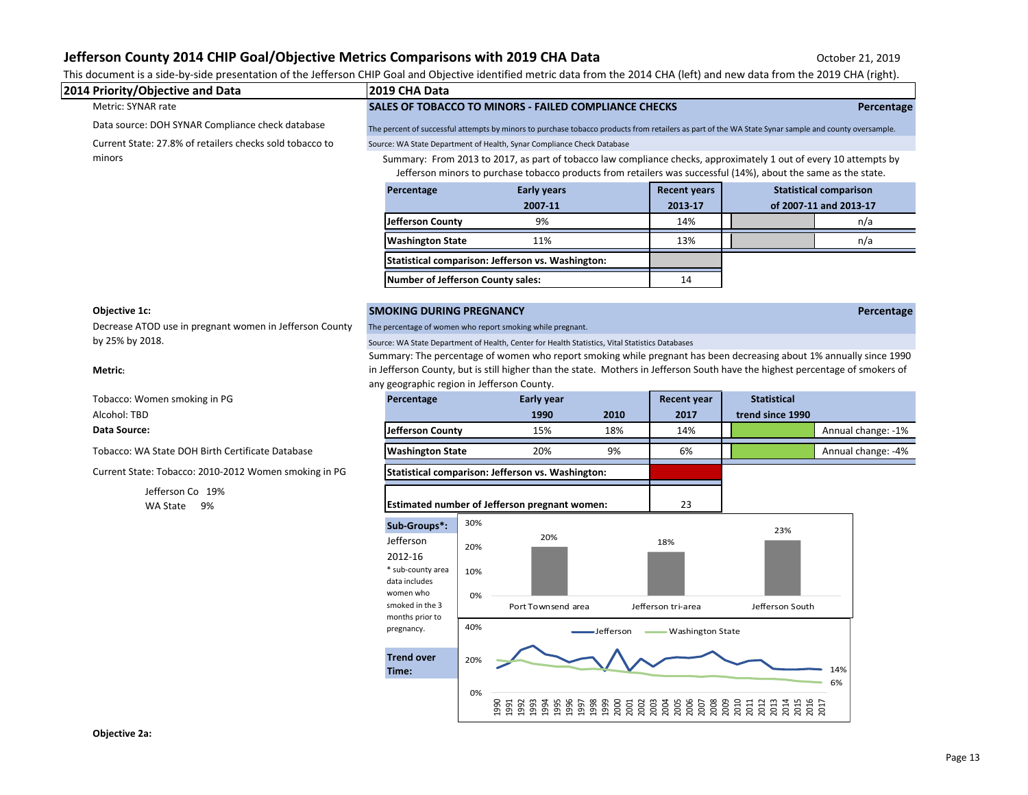# Jefferson County 2014 CHIP Goal/Objective Metrics Comparisons with 2019 CHA Data

October 21, 2019

This document is a side-by-side presentation of the Jefferson CHIP Goal and Objective identified metric data from the 2014 CHA (left) and new data from the 2019 CHA (right).

## 2014 Priority/Objective and Data

Metric: SYNAR rate

Data source: DOH SYNAR Compliance check database

Current State: 27.8% of retailers checks sold tobacco to minors

## 2019 CHA Data

### SALES OF TOBACCO TO MINORS - FAILED COMPLIANCE CHECKS — Percentage

The percent of successful attempts by minors to purchase tobacco products from retailers as part of the WA State Synar sample and county oversample.

Source: WA State Department of Health, Synar Compliance Check Database

Summary: From 2013 to 2017, as part of tobacco law compliance checks, approximately 1 out of every 10 attempts by Jefferson minors to purchase tobacco products from retailers was successful (14%), about the same as the state.

| Percentage | Early years 2007-11 | Recent years 2013-17 | Statistical comparison of 2007-11 and 2013-17 | |
|---|---|---|---|---|
| Jefferson County | 9% | 14% | | n/a |
| Washington State | 11% | 13% | | n/a |
| Statistical comparison: Jefferson vs. Washington: | | | | |
| Number of Jefferson County sales: | | 14 | | |

---

**Objective 1c:**

Decrease ATOD use in pregnant women in Jefferson County by 25% by 2018.

**Metric**:

Tobacco: Women smoking in PG

Alcohol: TBD

**Data Source:**

Tobacco: WA State DOH Birth Certificate Database

Current State: Tobacco: 2010-2012 Women smoking in PG

Jefferson Co 19%
WA State 9%

### SMOKING DURING PREGNANCY — Percentage

The percentage of women who report smoking while pregnant.

Source: WA State Department of Health, Center for Health Statistics, Vital Statistics Databases

Summary: The percentage of women who report smoking while pregnant has been decreasing about 1% annually since 1990 in Jefferson County, but is still higher than the state. Mothers in Jefferson South have the highest percentage of smokers of any geographic region in Jefferson County.

| Percentage | Early year 1990 | 2010 | Recent year 2017 | Statistical trend since 1990 | |
|---|---|---|---|---|---|
| Jefferson County | 15% | 18% | 14% | | Annual change: -1% |
| Washington State | 20% | 9% | 6% | | Annual change: -4% |
| Statistical comparison: Jefferson vs. Washington: | | | | | |
| Estimated number of Jefferson pregnant women: | | | 23 | | |

**Sub-Groups*:** Jefferson 2012-16

* sub-county area data includes women who smoked in the 3 months prior to pregnancy.

| Area | Percentage |
|---|---|
| Port Townsend area | 20% |
| Jefferson tri-area | 18% |
| Jefferson South | 23% |

**Trend over Time:** Jefferson 14% (2017); Washington State 6% (2017)

**Objective 2a:**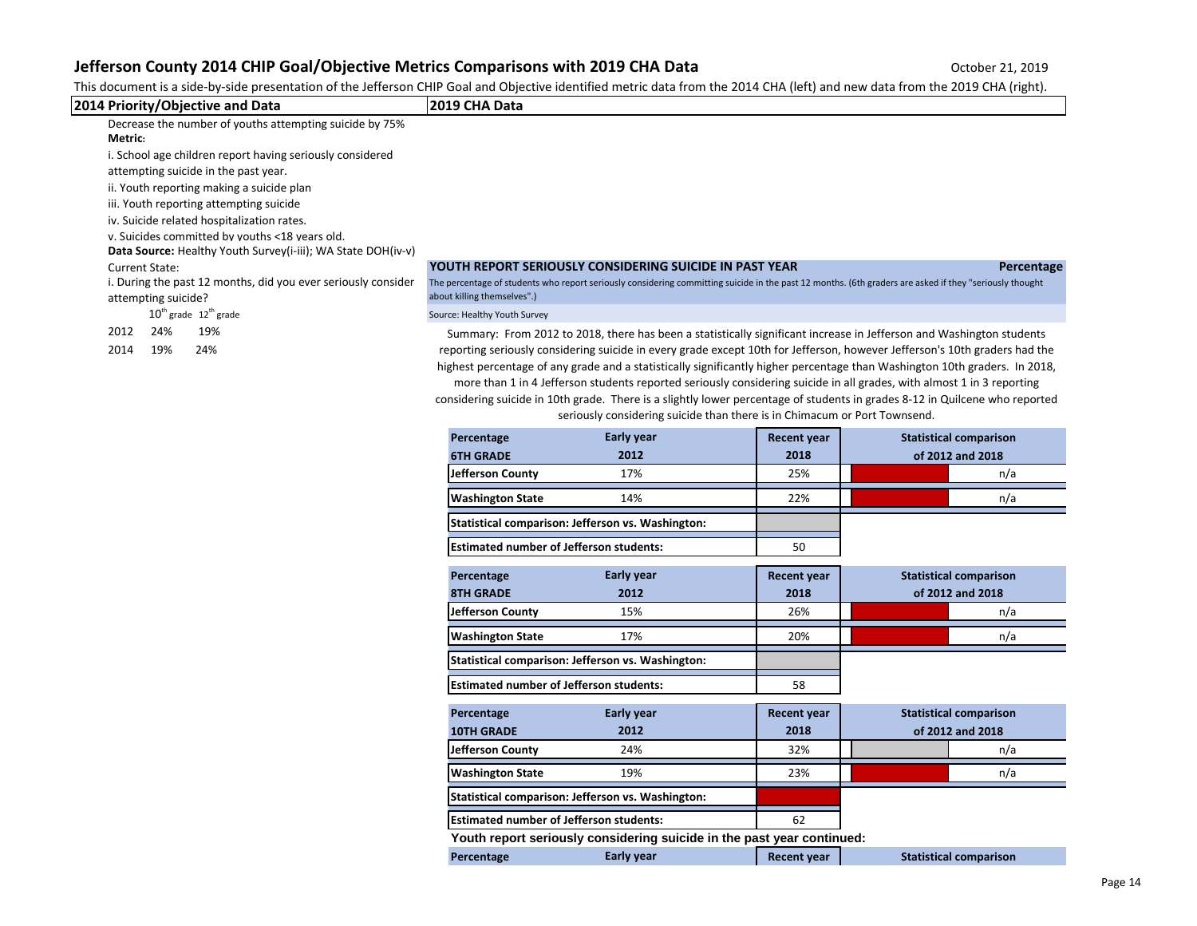# Jefferson County 2014 CHIP Goal/Objective Metrics Comparisons with 2019 CHA Data

October 21, 2019

This document is a side-by-side presentation of the Jefferson CHIP Goal and Objective identified metric data from the 2014 CHA (left) and new data from the 2019 CHA (right).

## 2014 Priority/Objective and Data

Decrease the number of youths attempting suicide by 75%

**Metric**:

i. School age children report having seriously considered attempting suicide in the past year.

ii. Youth reporting making a suicide plan

iii. Youth reporting attempting suicide

iv. Suicide related hospitalization rates.

v. Suicides committed by youths <18 years old.

**Data Source:** Healthy Youth Survey(i-iii); WA State DOH(iv-v)

Current State:

i. During the past 12 months, did you ever seriously consider attempting suicide?

| | 10th grade | 12th grade |
|---|---|---|
| 2012 | 24% | 19% |
| 2014 | 19% | 24% |

## 2019 CHA Data

**YOUTH REPORT SERIOUSLY CONSIDERING SUICIDE IN PAST YEAR** — **Percentage**

The percentage of students who report seriously considering committing suicide in the past 12 months. (6th graders are asked if they "seriously thought about killing themselves".)

Source: Healthy Youth Survey

Summary: From 2012 to 2018, there has been a statistically significant increase in Jefferson and Washington students reporting seriously considering suicide in every grade except 10th for Jefferson, however Jefferson's 10th graders had the highest percentage of any grade and a statistically significantly higher percentage than Washington 10th graders. In 2018, more than 1 in 4 Jefferson students reported seriously considering suicide in all grades, with almost 1 in 3 reporting considering suicide in 10th grade. There is a slightly lower percentage of students in grades 8-12 in Quilcene who reported seriously considering suicide than there is in Chimacum or Port Townsend.

| Percentage 6TH GRADE | Early year 2012 | Recent year 2018 | Statistical comparison of 2012 and 2018 |
|---|---|---|---|
| Jefferson County | 17% | 25% | n/a |
| Washington State | 14% | 22% | n/a |
| Statistical comparison: Jefferson vs. Washington: | | | |
| Estimated number of Jefferson students: | | 50 | |

| Percentage 8TH GRADE | Early year 2012 | Recent year 2018 | Statistical comparison of 2012 and 2018 |
|---|---|---|---|
| Jefferson County | 15% | 26% | n/a |
| Washington State | 17% | 20% | n/a |
| Statistical comparison: Jefferson vs. Washington: | | | |
| Estimated number of Jefferson students: | | 58 | |

| Percentage 10TH GRADE | Early year 2012 | Recent year 2018 | Statistical comparison of 2012 and 2018 |
|---|---|---|---|
| Jefferson County | 24% | 32% | n/a |
| Washington State | 19% | 23% | n/a |
| Statistical comparison: Jefferson vs. Washington: | | | |
| Estimated number of Jefferson students: | | 62 | |

**Youth report seriously considering suicide in the past year continued:**

| Percentage | Early year | Recent year | Statistical comparison |
|---|---|---|---|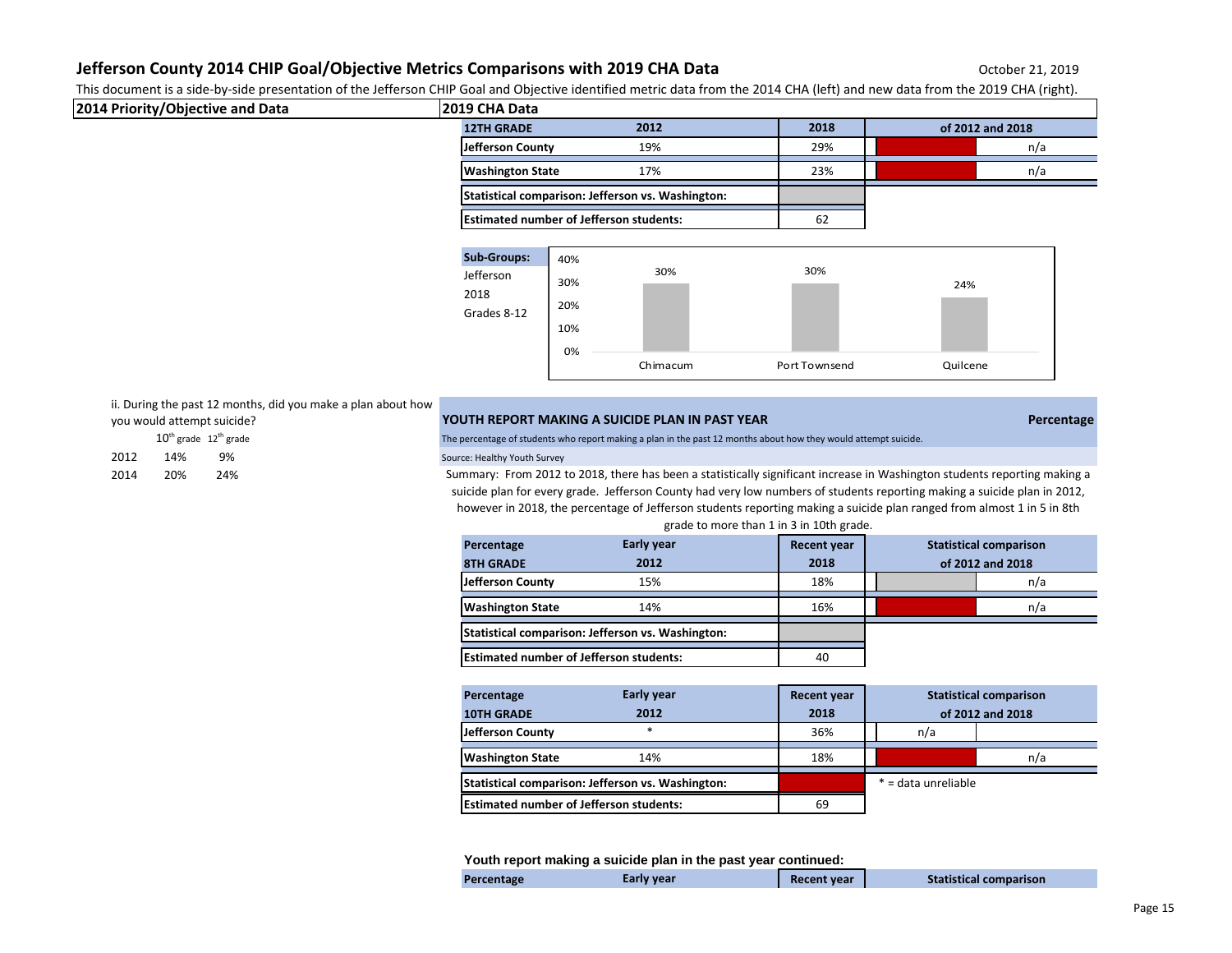## Jefferson County 2014 CHIP Goal/Objective Metrics Comparisons with 2019 CHA Data

October 21, 2019

This document is a side-by-side presentation of the Jefferson CHIP Goal and Objective identified metric data from the 2014 CHA (left) and new data from the 2019 CHA (right).

**2014 Priority/Objective and Data** | **2019 CHA Data**

| 12TH GRADE | 2012 | 2018 | of 2012 and 2018 | |
|---|---|---|---|---|
| Jefferson County | 19% | 29% | | n/a |
| Washington State | 17% | 23% | | n/a |
| Statistical comparison: Jefferson vs. Washington: | | | | |
| Estimated number of Jefferson students: | | 62 | | |

**Sub-Groups:** Jefferson 2018 Grades 8-12

| Chimacum | Port Townsend | Quilcene |
|---|---|---|
| 30% | 30% | 24% |

ii. During the past 12 months, did you make a plan about how you would attempt suicide?

| | 10th grade | 12th grade |
|---|---|---|
| 2012 | 14% | 9% |
| 2014 | 20% | 24% |

### YOUTH REPORT MAKING A SUICIDE PLAN IN PAST YEAR — Percentage

The percentage of students who report making a plan in the past 12 months about how they would attempt suicide.

Source: Healthy Youth Survey

Summary: From 2012 to 2018, there has been a statistically significant increase in Washington students reporting making a suicide plan for every grade. Jefferson County had very low numbers of students reporting making a suicide plan in 2012, however in 2018, the percentage of Jefferson students reporting making a suicide plan ranged from almost 1 in 5 in 8th grade to more than 1 in 3 in 10th grade.

| Percentage<br>8TH GRADE | Early year<br>2012 | Recent year<br>2018 | Statistical comparison<br>of 2012 and 2018 | |
|---|---|---|---|---|
| Jefferson County | 15% | 18% | | n/a |
| Washington State | 14% | 16% | | n/a |
| Statistical comparison: Jefferson vs. Washington: | | | | |
| Estimated number of Jefferson students: | | 40 | | |

| Percentage<br>10TH GRADE | Early year<br>2012 | Recent year<br>2018 | Statistical comparison<br>of 2012 and 2018 | |
|---|---|---|---|---|
| Jefferson County | * | 36% | n/a | |
| Washington State | 14% | 18% | | n/a |
| Statistical comparison: Jefferson vs. Washington: | | | * = data unreliable | |
| Estimated number of Jefferson students: | | 69 | | |

**Youth report making a suicide plan in the past year continued:**

| Percentage | Early year | Recent year | Statistical comparison |
|---|---|---|---|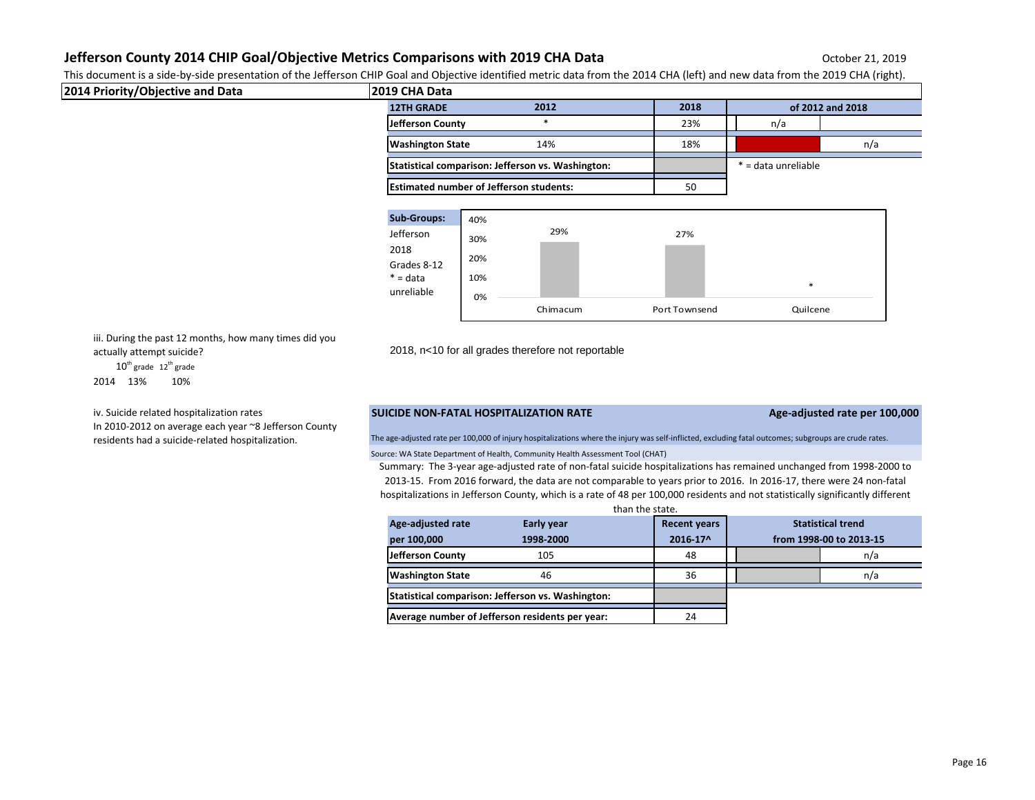## Jefferson County 2014 CHIP Goal/Objective Metrics Comparisons with 2019 CHA Data

October 21, 2019

This document is a side-by-side presentation of the Jefferson CHIP Goal and Objective identified metric data from the 2014 CHA (left) and new data from the 2019 CHA (right).

| 2014 Priority/Objective and Data | 2019 CHA Data |
|---|---|

| 12TH GRADE | 2012 | 2018 | | of 2012 and 2018 |
|---|---|---|---|---|
| Jefferson County | * | 23% | n/a | |
| Washington State | 14% | 18% | | n/a |
| Statistical comparison: Jefferson vs. Washington: | | | * = data unreliable | |
| Estimated number of Jefferson students: | | 50 | | |

**Sub-Groups:** Jefferson 2018 Grades 8-12
* = data unreliable

| | Chimacum | Port Townsend | Quilcene |
|---|---|---|---|
| | 29% | 27% | * |

iii. During the past 12 months, how many times did you actually attempt suicide?

| | 10th grade | 12th grade |
|---|---|---|
| 2014 | 13% | 10% |

2018, n<10 for all grades therefore not reportable

iv. Suicide related hospitalization rates
In 2010-2012 on average each year ~8 Jefferson County residents had a suicide-related hospitalization.

**SUICIDE NON-FATAL HOSPITALIZATION RATE** — **Age-adjusted rate per 100,000**

The age-adjusted rate per 100,000 of injury hospitalizations where the injury was self-inflicted, excluding fatal outcomes; subgroups are crude rates.

Source: WA State Department of Health, Community Health Assessment Tool (CHAT)

Summary: The 3-year age-adjusted rate of non-fatal suicide hospitalizations has remained unchanged from 1998-2000 to 2013-15. From 2016 forward, the data are not comparable to years prior to 2016. In 2016-17, there were 24 non-fatal hospitalizations in Jefferson County, which is a rate of 48 per 100,000 residents and not statistically significantly different than the state.

| Age-adjusted rate per 100,000 | Early year 1998-2000 | Recent years 2016-17^ | | Statistical trend from 1998-00 to 2013-15 |
|---|---|---|---|---|
| Jefferson County | 105 | 48 | | n/a |
| Washington State | 46 | 36 | | n/a |
| Statistical comparison: Jefferson vs. Washington: | | | | |
| Average number of Jefferson residents per year: | | 24 | | |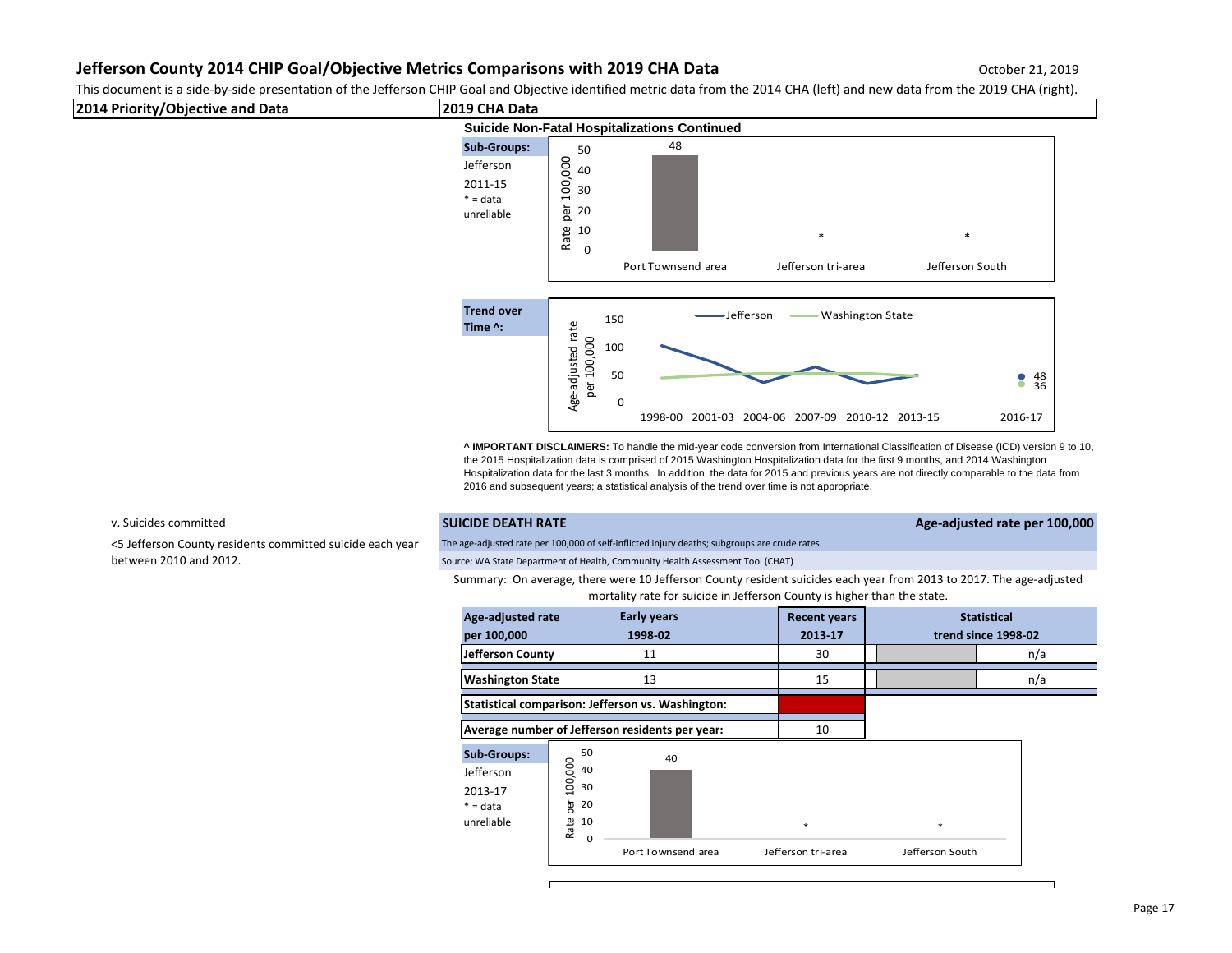# Jefferson County 2014 CHIP Goal/Objective Metrics Comparisons with 2019 CHA Data

October 21, 2019

This document is a side-by-side presentation of the Jefferson CHIP Goal and Objective identified metric data from the 2014 CHA (left) and new data from the 2019 CHA (right).

| 2014 Priority/Objective and Data | 2019 CHA Data |
|---|---|

## Suicide Non-Fatal Hospitalizations Continued

**Sub-Groups:** Jefferson 2011-15
\* = data unreliable

| Area | Rate per 100,000 |
|---|---|
| Port Townsend area | 48 |
| Jefferson tri-area | * |
| Jefferson South | * |

**Trend over Time ^:**

Age-adjusted rate per 100,000 — Jefferson, Washington State (1998-00, 2001-03, 2004-06, 2007-09, 2010-12, 2013-15, 2016-17). 2016-17: Jefferson 48, Washington State 36.

**^ IMPORTANT DISCLAIMERS:** To handle the mid-year code conversion from International Classification of Disease (ICD) version 9 to 10, the 2015 Hospitalization data is comprised of 2015 Washington Hospitalization data for the first 9 months, and 2014 Washington Hospitalization data for the last 3 months. In addition, the data for 2015 and previous years are not directly comparable to the data from 2016 and subsequent years; a statistical analysis of the trend over time is not appropriate.

v. Suicides committed

<5 Jefferson County residents committed suicide each year between 2010 and 2012.

## SUICIDE DEATH RATE

**Age-adjusted rate per 100,000**

The age-adjusted rate per 100,000 of self-inflicted injury deaths; subgroups are crude rates.

Source: WA State Department of Health, Community Health Assessment Tool (CHAT)

Summary: On average, there were 10 Jefferson County resident suicides each year from 2013 to 2017. The age-adjusted mortality rate for suicide in Jefferson County is higher than the state.

| Age-adjusted rate per 100,000 | Early years 1998-02 | Recent years 2013-17 | Statistical trend since 1998-02 |
|---|---|---|---|
| Jefferson County | 11 | 30 | n/a |
| Washington State | 13 | 15 | n/a |
| Statistical comparison: Jefferson vs. Washington: | | | |
| Average number of Jefferson residents per year: | | 10 | |

**Sub-Groups:** Jefferson 2013-17
\* = data unreliable

| Area | Rate per 100,000 |
|---|---|
| Port Townsend area | 40 |
| Jefferson tri-area | * |
| Jefferson South | * |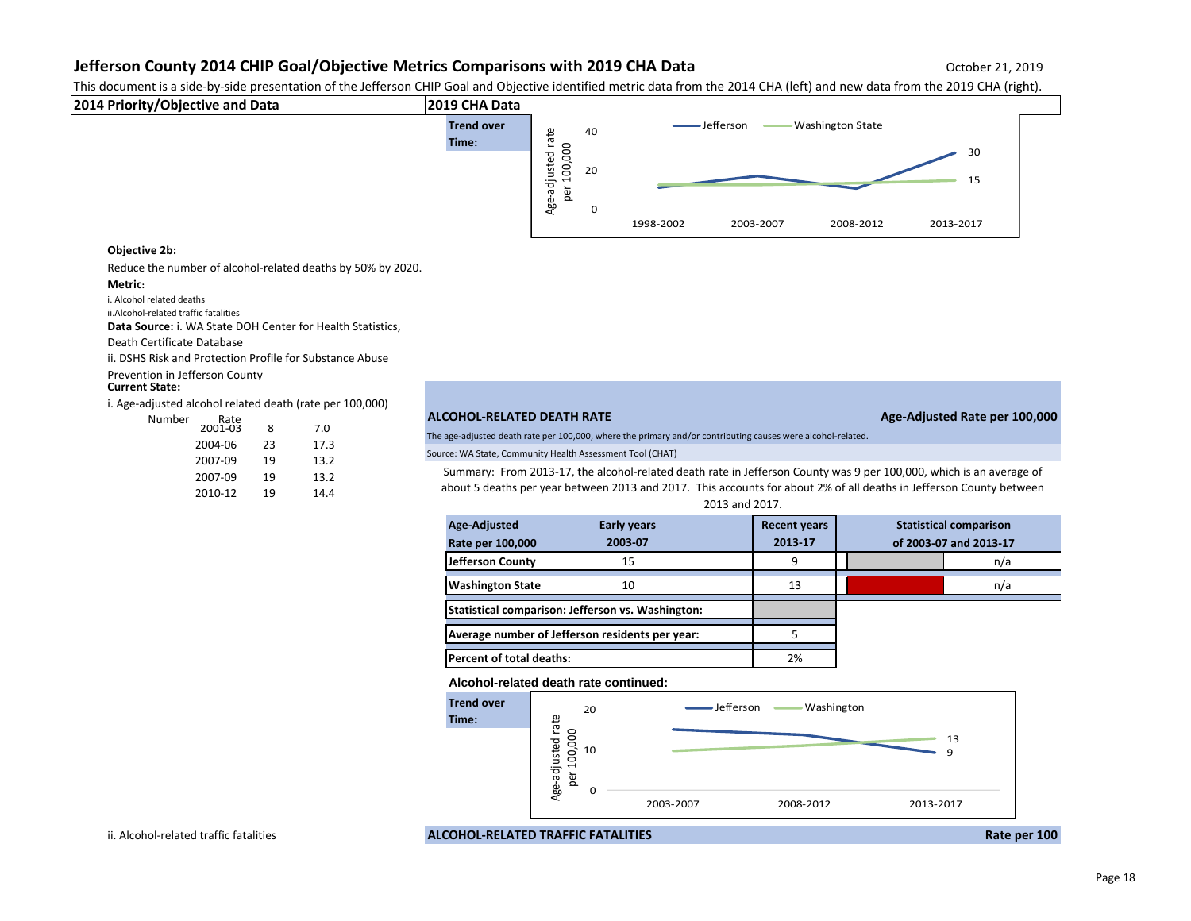# Jefferson County 2014 CHIP Goal/Objective Metrics Comparisons with 2019 CHA Data

October 21, 2019

This document is a side-by-side presentation of the Jefferson CHIP Goal and Objective identified metric data from the 2014 CHA (left) and new data from the 2019 CHA (right).

| 2014 Priority/Objective and Data | 2019 CHA Data |
|---|---|

**Trend over Time:**

Age-adjusted rate per 100,000 — Jefferson / Washington State

| | 1998-2002 | 2003-2007 | 2008-2012 | 2013-2017 |
|---|---|---|---|---|
| Jefferson | | | | 30 |
| Washington State | | | | 15 |

**Objective 2b:**

Reduce the number of alcohol-related deaths by 50% by 2020.

**Metric**:

i. Alcohol related deaths

ii.Alcohol-related traffic fatalities

**Data Source:** i. WA State DOH Center for Health Statistics, Death Certificate Database

ii. DSHS Risk and Protection Profile for Substance Abuse Prevention in Jefferson County

**Current State:**

i. Age-adjusted alcohol related death (rate per 100,000)

| | Number | Rate |
|---|---|---|
| 2001-03 | 8 | 7.0 |
| 2004-06 | 23 | 17.3 |
| 2007-09 | 19 | 13.2 |
| 2007-09 | 19 | 13.2 |
| 2010-12 | 19 | 14.4 |

### ALCOHOL-RELATED DEATH RATE — Age-Adjusted Rate per 100,000

The age-adjusted death rate per 100,000, where the primary and/or contributing causes were alcohol-related.

Source: WA State, Community Health Assessment Tool (CHAT)

Summary: From 2013-17, the alcohol-related death rate in Jefferson County was 9 per 100,000, which is an average of about 5 deaths per year between 2013 and 2017. This accounts for about 2% of all deaths in Jefferson County between 2013 and 2017.

| Age-Adjusted Rate per 100,000 | Early years 2003-07 | Recent years 2013-17 | Statistical comparison of 2003-07 and 2013-17 |
|---|---|---|---|
| Jefferson County | 15 | 9 | n/a |
| Washington State | 10 | 13 | n/a |
| Statistical comparison: Jefferson vs. Washington: | | | |
| Average number of Jefferson residents per year: | | 5 | |
| Percent of total deaths: | | 2% | |

**Alcohol-related death rate continued:**

**Trend over Time:**

Age-adjusted rate per 100,000 — Jefferson / Washington

| | 2003-2007 | 2008-2012 | 2013-2017 |
|---|---|---|---|
| Jefferson | | | 9 |
| Washington | | | 13 |

ii. Alcohol-related traffic fatalities

### ALCOHOL-RELATED TRAFFIC FATALITIES — Rate per 100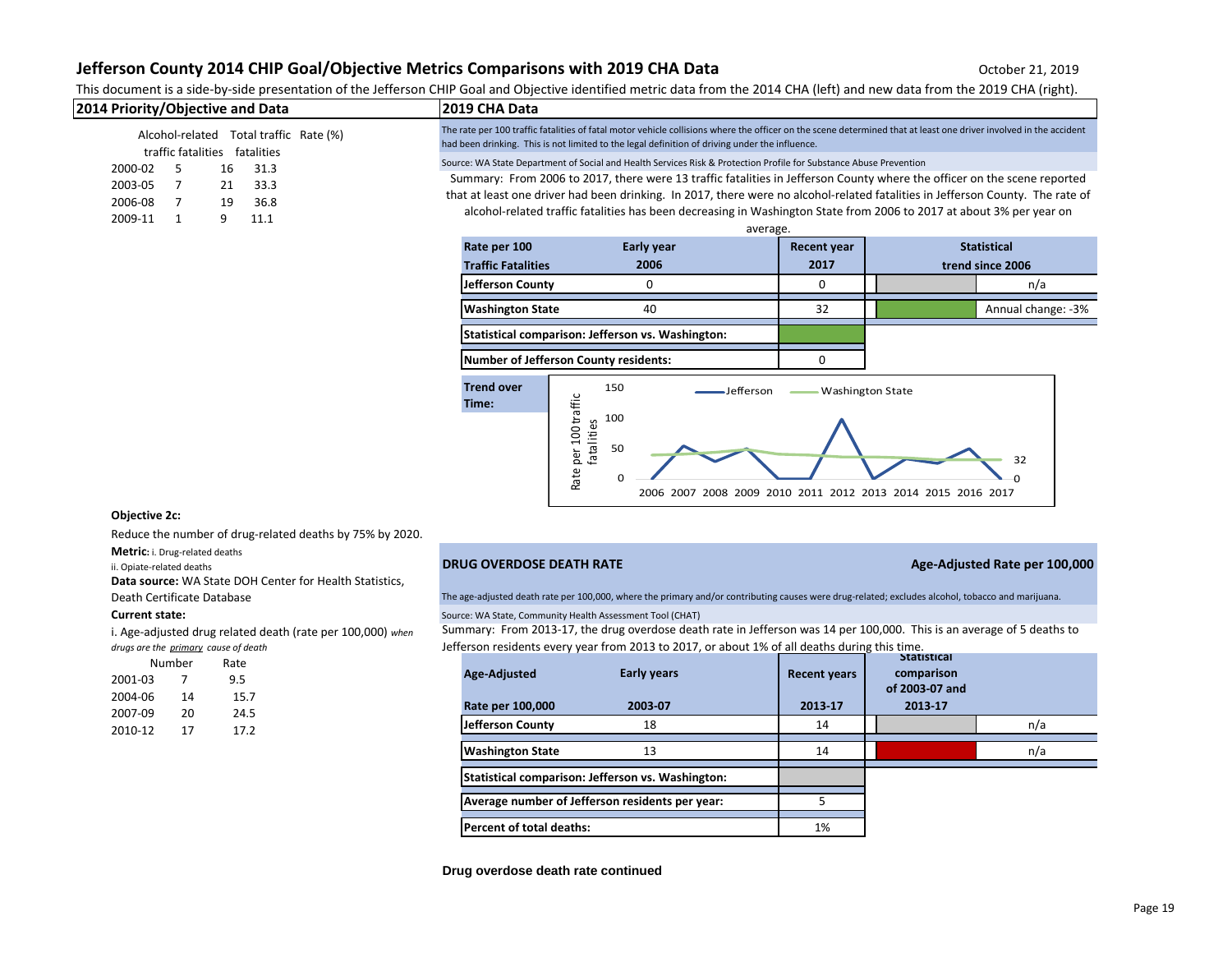# Jefferson County 2014 CHIP Goal/Objective Metrics Comparisons with 2019 CHA Data

October 21, 2019

This document is a side-by-side presentation of the Jefferson CHIP Goal and Objective identified metric data from the 2014 CHA (left) and new data from the 2019 CHA (right).

| 2014 Priority/Objective and Data | 2019 CHA Data |
|---|---|

## 2014 Priority/Objective and Data

| | Alcohol-related traffic fatalities | Total traffic fatalities | Rate (%) |
|---|---|---|---|
| 2000-02 | 5 | 16 | 31.3 |
| 2003-05 | 7 | 21 | 33.3 |
| 2006-08 | 7 | 19 | 36.8 |
| 2009-11 | 1 | 9 | 11.1 |

## 2019 CHA Data

The rate per 100 traffic fatalities of fatal motor vehicle collisions where the officer on the scene determined that at least one driver involved in the accident had been drinking. This is not limited to the legal definition of driving under the influence.

Source: WA State Department of Social and Health Services Risk & Protection Profile for Substance Abuse Prevention

Summary: From 2006 to 2017, there were 13 traffic fatalities in Jefferson County where the officer on the scene reported that at least one driver had been drinking. In 2017, there were no alcohol-related fatalities in Jefferson County. The rate of alcohol-related traffic fatalities has been decreasing in Washington State from 2006 to 2017 at about 3% per year on average.

| Rate per 100 Traffic Fatalities | Early year 2006 | Recent year 2017 | Statistical trend since 2006 |
|---|---|---|---|
| Jefferson County | 0 | 0 | n/a |
| Washington State | 40 | 32 | Annual change: -3% |
| Statistical comparison: Jefferson vs. Washington: | | | |
| Number of Jefferson County residents: | | 0 | |

**Trend over Time:**

Chart: Rate per 100 traffic fatalities, 2006–2017 (Jefferson, Washington State). End values: Washington State 32, Jefferson 0.

## Objective 2c:

Reduce the number of drug-related deaths by 75% by 2020.

**Metric:** i. Drug-related deaths
ii. Opiate-related deaths

**Data source:** WA State DOH Center for Health Statistics, Death Certificate Database

**Current state:**

i. Age-adjusted drug related death (rate per 100,000) *when drugs are the primary cause of death*

| | Number | Rate |
|---|---|---|
| 2001-03 | 7 | 9.5 |
| 2004-06 | 14 | 15.7 |
| 2007-09 | 20 | 24.5 |
| 2010-12 | 17 | 17.2 |

## DRUG OVERDOSE DEATH RATE — Age-Adjusted Rate per 100,000

The age-adjusted death rate per 100,000, where the primary and/or contributing causes were drug-related; excludes alcohol, tobacco and marijuana.

Source: WA State, Community Health Assessment Tool (CHAT)

Summary: From 2013-17, the drug overdose death rate in Jefferson was 14 per 100,000. This is an average of 5 deaths to Jefferson residents every year from 2013 to 2017, or about 1% of all deaths during this time.

| Age-Adjusted Rate per 100,000 | Early years 2003-07 | Recent years 2013-17 | Statistical comparison of 2003-07 and 2013-17 |
|---|---|---|---|
| Jefferson County | 18 | 14 | n/a |
| Washington State | 13 | 14 | n/a |
| Statistical comparison: Jefferson vs. Washington: | | | |
| Average number of Jefferson residents per year: | | 5 | |
| Percent of total deaths: | | 1% | |

**Drug overdose death rate continued**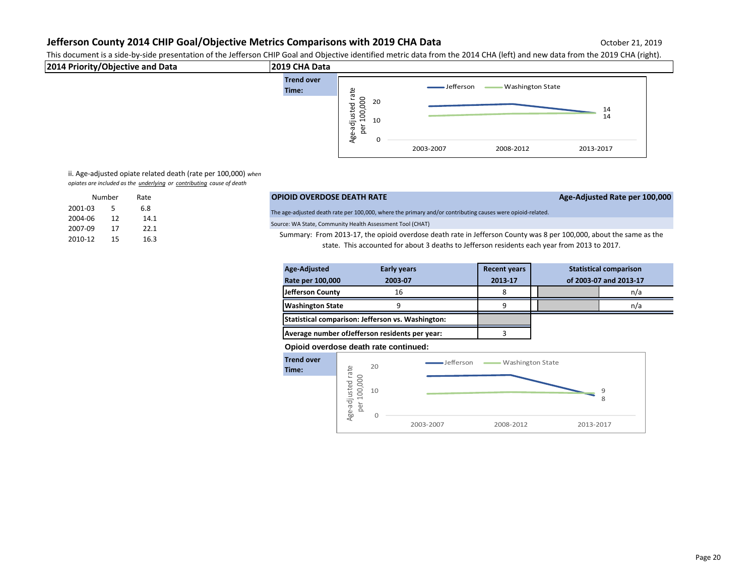# Jefferson County 2014 CHIP Goal/Objective Metrics Comparisons with 2019 CHA Data

October 21, 2019

This document is a side-by-side presentation of the Jefferson CHIP Goal and Objective identified metric data from the 2014 CHA (left) and new data from the 2019 CHA (right).

| 2014 Priority/Objective and Data | 2019 CHA Data |
|---|---|

**Trend over Time:**

Jefferson — Washington State

Age-adjusted rate per 100,000

| | 2003-2007 | 2008-2012 | 2013-2017 |
|---|---|---|---|
| Jefferson | | | 14 |
| Washington State | | | 14 |

ii. Age-adjusted opiate related death (rate per 100,000) *when opiates are included as the underlying or contributing cause of death*

| | Number | Rate |
|---|---|---|
| 2001-03 | 5 | 6.8 |
| 2004-06 | 12 | 14.1 |
| 2007-09 | 17 | 22.1 |
| 2010-12 | 15 | 16.3 |

**OPIOID OVERDOSE DEATH RATE** — **Age-Adjusted Rate per 100,000**

The age-adjusted death rate per 100,000, where the primary and/or contributing causes were opioid-related.

Source: WA State, Community Health Assessment Tool (CHAT)

Summary: From 2013-17, the opioid overdose death rate in Jefferson County was 8 per 100,000, about the same as the state. This accounted for about 3 deaths to Jefferson residents each year from 2013 to 2017.

| Age-Adjusted Rate per 100,000 | Early years 2003-07 | Recent years 2013-17 | Statistical comparison of 2003-07 and 2013-17 | |
|---|---|---|---|---|
| Jefferson County | 16 | 8 | | n/a |
| Washington State | 9 | 9 | | n/a |
| Statistical comparison: Jefferson vs. Washington: | | | | |
| Average number ofJefferson residents per year: | | 3 | | |

**Opioid overdose death rate continued:**

**Trend over Time:**

Jefferson — Washington State

Age-adjusted rate per 100,000

| | 2003-2007 | 2008-2012 | 2013-2017 |
|---|---|---|---|
| Jefferson | | | 8 |
| Washington State | | | 9 |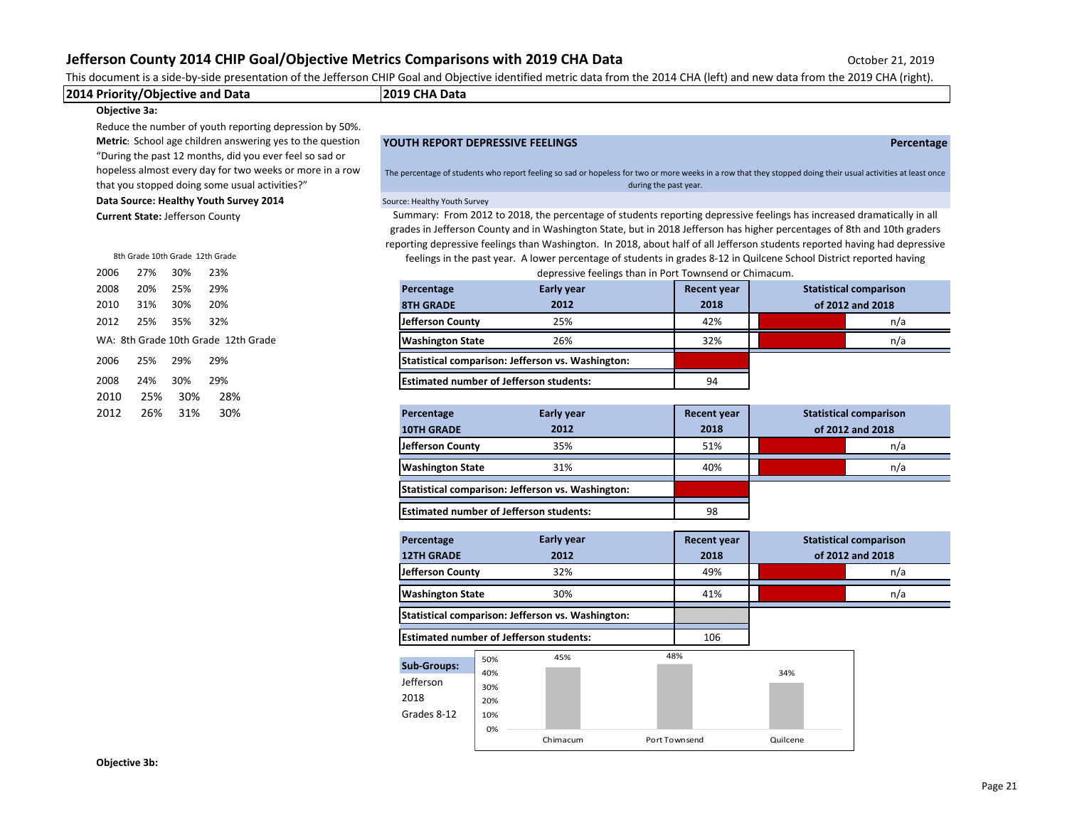# Jefferson County 2014 CHIP Goal/Objective Metrics Comparisons with 2019 CHA Data

October 21, 2019

This document is a side-by-side presentation of the Jefferson CHIP Goal and Objective identified metric data from the 2014 CHA (left) and new data from the 2019 CHA (right).

| 2014 Priority/Objective and Data | 2019 CHA Data |
|---|---|

## 2014 Priority/Objective and Data

**Objective 3a:**

Reduce the number of youth reporting depression by 50%.

**Metric**: School age children answering yes to the question "During the past 12 months, did you ever feel so sad or hopeless almost every day for two weeks or more in a row that you stopped doing some usual activities?"

**Data Source: Healthy Youth Survey 2014**

**Current State:** Jefferson County

| | 8th Grade | 10th Grade | 12th Grade |
|---|---|---|---|
| 2006 | 27% | 30% | 23% |
| 2008 | 20% | 25% | 29% |
| 2010 | 31% | 30% | 20% |
| 2012 | 25% | 35% | 32% |

| WA: | 8th Grade | 10th Grade | 12th Grade |
|---|---|---|---|
| 2006 | 25% | 29% | 29% |
| 2008 | 24% | 30% | 29% |
| 2010 | 25% | 30% | 28% |
| 2012 | 26% | 31% | 30% |

## 2019 CHA Data

**YOUTH REPORT DEPRESSIVE FEELINGS** — **Percentage**

The percentage of students who report feeling so sad or hopeless for two or more weeks in a row that they stopped doing their usual activities at least once during the past year.

Source: Healthy Youth Survey

Summary: From 2012 to 2018, the percentage of students reporting depressive feelings has increased dramatically in all grades in Jefferson County and in Washington State, but in 2018 Jefferson has higher percentages of 8th and 10th graders reporting depressive feelings than Washington. In 2018, about half of all Jefferson students reported having had depressive feelings in the past year. A lower percentage of students in grades 8-12 in Quilcene School District reported having depressive feelings than in Port Townsend or Chimacum.

| Percentage 8TH GRADE | Early year 2012 | Recent year 2018 | Statistical comparison of 2012 and 2018 |
|---|---|---|---|
| Jefferson County | 25% | 42% | n/a |
| Washington State | 26% | 32% | n/a |
| Statistical comparison: Jefferson vs. Washington: | | | |
| Estimated number of Jefferson students: | | 94 | |

| Percentage 10TH GRADE | Early year 2012 | Recent year 2018 | Statistical comparison of 2012 and 2018 |
|---|---|---|---|
| Jefferson County | 35% | 51% | n/a |
| Washington State | 31% | 40% | n/a |
| Statistical comparison: Jefferson vs. Washington: | | | |
| Estimated number of Jefferson students: | | 98 | |

| Percentage 12TH GRADE | Early year 2012 | Recent year 2018 | Statistical comparison of 2012 and 2018 |
|---|---|---|---|
| Jefferson County | 32% | 49% | n/a |
| Washington State | 30% | 41% | n/a |
| Statistical comparison: Jefferson vs. Washington: | | | |
| Estimated number of Jefferson students: | | 106 | |

**Sub-Groups:** Jefferson 2018 Grades 8-12

| Chimacum | Port Townsend | Quilcene |
|---|---|---|
| 45% | 48% | 34% |

**Objective 3b:**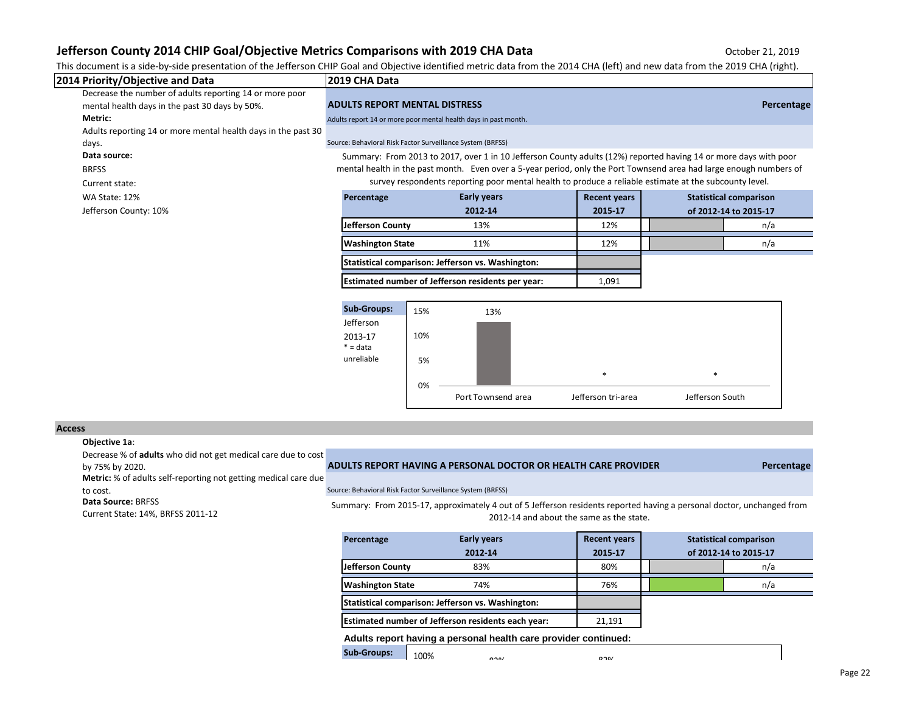# Jefferson County 2014 CHIP Goal/Objective Metrics Comparisons with 2019 CHA Data

October 21, 2019

This document is a side-by-side presentation of the Jefferson CHIP Goal and Objective identified metric data from the 2014 CHA (left) and new data from the 2019 CHA (right).

| 2014 Priority/Objective and Data | 2019 CHA Data |
|---|---|

Decrease the number of adults reporting 14 or more poor mental health days in the past 30 days by 50%.

**Metric:**

Adults reporting 14 or more mental health days in the past 30 days.

**Data source:**

BRFSS

Current state:

WA State: 12%

Jefferson County: 10%

### ADULTS REPORT MENTAL DISTRESS — Percentage

Adults report 14 or more poor mental health days in past month.

Source: Behavioral Risk Factor Surveillance System (BRFSS)

Summary: From 2013 to 2017, over 1 in 10 Jefferson County adults (12%) reported having 14 or more days with poor mental health in the past month. Even over a 5-year period, only the Port Townsend area had large enough numbers of survey respondents reporting poor mental health to produce a reliable estimate at the subcounty level.

| Percentage | Early years 2012-14 | Recent years 2015-17 | Statistical comparison of 2012-14 to 2015-17 |
|---|---|---|---|
| Jefferson County | 13% | 12% | n/a |
| Washington State | 11% | 12% | n/a |
| Statistical comparison: Jefferson vs. Washington: | | | |
| Estimated number of Jefferson residents per year: | | 1,091 | |

Sub-Groups: Jefferson 2013-17 (* = data unreliable)

| Port Townsend area | Jefferson tri-area | Jefferson South |
|---|---|---|
| 13% | * | * |

## Access

**Objective 1a**:

Decrease % of **adults** who did not get medical care due to cost by 75% by 2020.

**Metric:** % of adults self-reporting not getting medical care due to cost.

**Data Source:** BRFSS

Current State: 14%, BRFSS 2011-12

### ADULTS REPORT HAVING A PERSONAL DOCTOR OR HEALTH CARE PROVIDER — Percentage

Source: Behavioral Risk Factor Surveillance System (BRFSS)

Summary: From 2015-17, approximately 4 out of 5 Jefferson residents reported having a personal doctor, unchanged from 2012-14 and about the same as the state.

| Percentage | Early years 2012-14 | Recent years 2015-17 | Statistical comparison of 2012-14 to 2015-17 |
|---|---|---|---|
| Jefferson County | 83% | 80% | n/a |
| Washington State | 74% | 76% | n/a |
| Statistical comparison: Jefferson vs. Washington: | | | |
| Estimated number of Jefferson residents each year: | | 21,191 | |

**Adults report having a personal health care provider continued:**

Sub-Groups: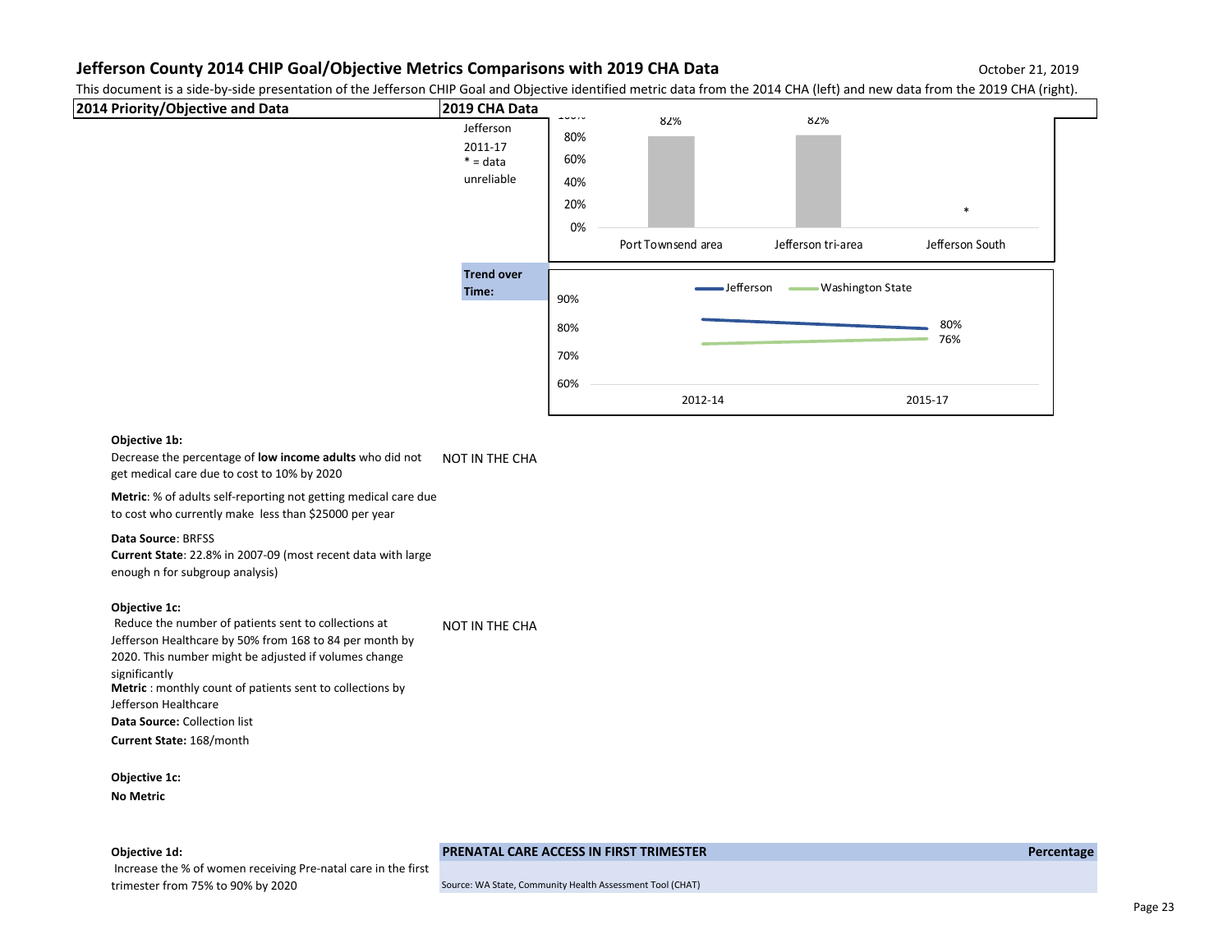# Jefferson County 2014 CHIP Goal/Objective Metrics Comparisons with 2019 CHA Data

October 21, 2019

This document is a side-by-side presentation of the Jefferson CHIP Goal and Objective identified metric data from the 2014 CHA (left) and new data from the 2019 CHA (right).

| 2014 Priority/Objective and Data | 2019 CHA Data |
|---|---|
| | Jefferson 2011-17 <br> * = data unreliable |

| | Port Townsend area | Jefferson tri-area | Jefferson South |
|---|---|---|---|
| | 82% | 82% | * |

**Trend over Time:**

| | 2012-14 | 2015-17 |
|---|---|---|
| Jefferson | | 80% |
| Washington State | | 76% |

**Objective 1b:**
Decrease the percentage of **low income adults** who did not get medical care due to cost to 10% by 2020

NOT IN THE CHA

**Metric**: % of adults self-reporting not getting medical care due to cost who currently make less than $25000 per year

**Data Source**: BRFSS
**Current State**: 22.8% in 2007-09 (most recent data with large enough n for subgroup analysis)

**Objective 1c:**
Reduce the number of patients sent to collections at Jefferson Healthcare by 50% from 168 to 84 per month by 2020. This number might be adjusted if volumes change significantly

NOT IN THE CHA

**Metric** : monthly count of patients sent to collections by Jefferson Healthcare
**Data Source:** Collection list
**Current State:** 168/month

**Objective 1c:**
**No Metric**

**Objective 1d:**
Increase the % of women receiving Pre-natal care in the first trimester from 75% to 90% by 2020

**PRENATAL CARE ACCESS IN FIRST TRIMESTER** — **Percentage**

Source: WA State, Community Health Assessment Tool (CHAT)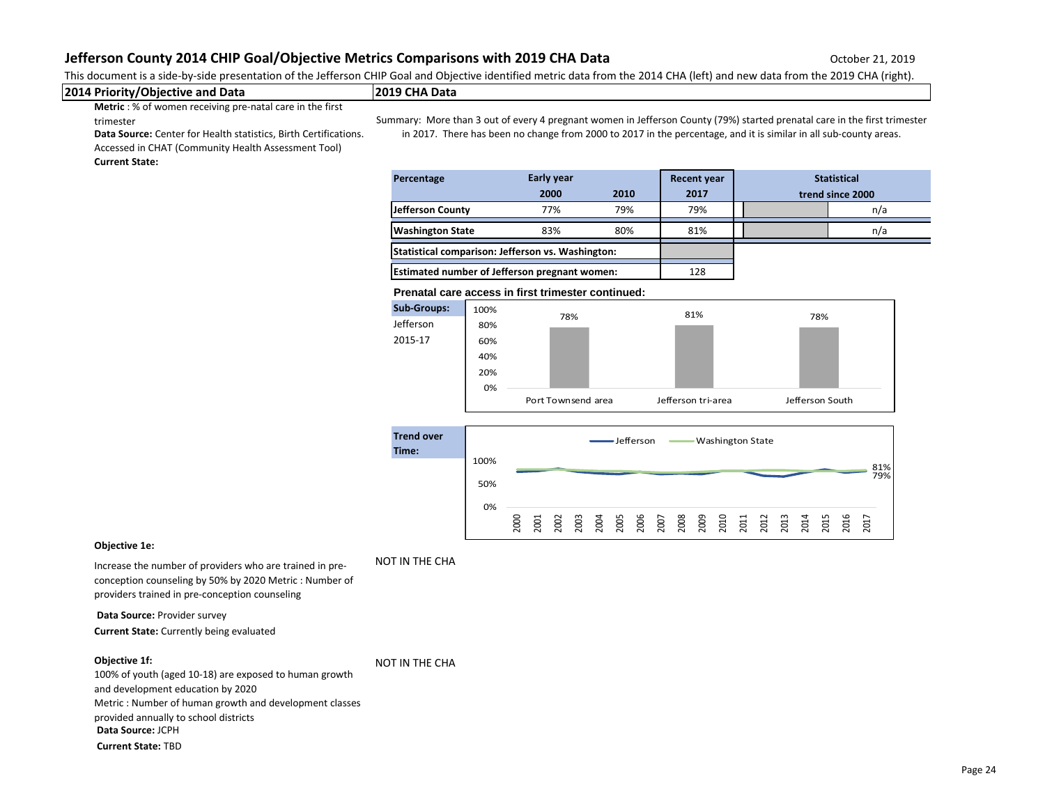# Jefferson County 2014 CHIP Goal/Objective Metrics Comparisons with 2019 CHA Data

October 21, 2019

This document is a side-by-side presentation of the Jefferson CHIP Goal and Objective identified metric data from the 2014 CHA (left) and new data from the 2019 CHA (right).

| 2014 Priority/Objective and Data | 2019 CHA Data |
|---|---|

**Metric** : % of women receiving pre-natal care in the first trimester

**Data Source:** Center for Health statistics, Birth Certifications. Accessed in CHAT (Community Health Assessment Tool)

**Current State:**

Summary: More than 3 out of every 4 pregnant women in Jefferson County (79%) started prenatal care in the first trimester in 2017. There has been no change from 2000 to 2017 in the percentage, and it is similar in all sub-county areas.

| Percentage | Early year 2000 | 2010 | Recent year 2017 | Statistical trend since 2000 |
|---|---|---|---|---|
| Jefferson County | 77% | 79% | 79% | n/a |
| Washington State | 83% | 80% | 81% | n/a |
| Statistical comparison: Jefferson vs. Washington: | | | | |
| Estimated number of Jefferson pregnant women: | | | 128 | |

**Prenatal care access in first trimester continued:**

**Sub-Groups:** Jefferson 2015-17

| Area | Percentage |
|---|---|
| Port Townsend area | 78% |
| Jefferson tri-area | 81% |
| Jefferson South | 78% |

**Trend over Time:** Jefferson vs. Washington State, 2000–2017 (2017: Washington State 81%, Jefferson 79%)

**Objective 1e:**

Increase the number of providers who are trained in pre-conception counseling by 50% by 2020 Metric : Number of providers trained in pre-conception counseling

**Data Source:** Provider survey

**Current State:** Currently being evaluated

NOT IN THE CHA

**Objective 1f:**

100% of youth (aged 10-18) are exposed to human growth and development education by 2020

Metric : Number of human growth and development classes provided annually to school districts

**Data Source:** JCPH

**Current State:** TBD

NOT IN THE CHA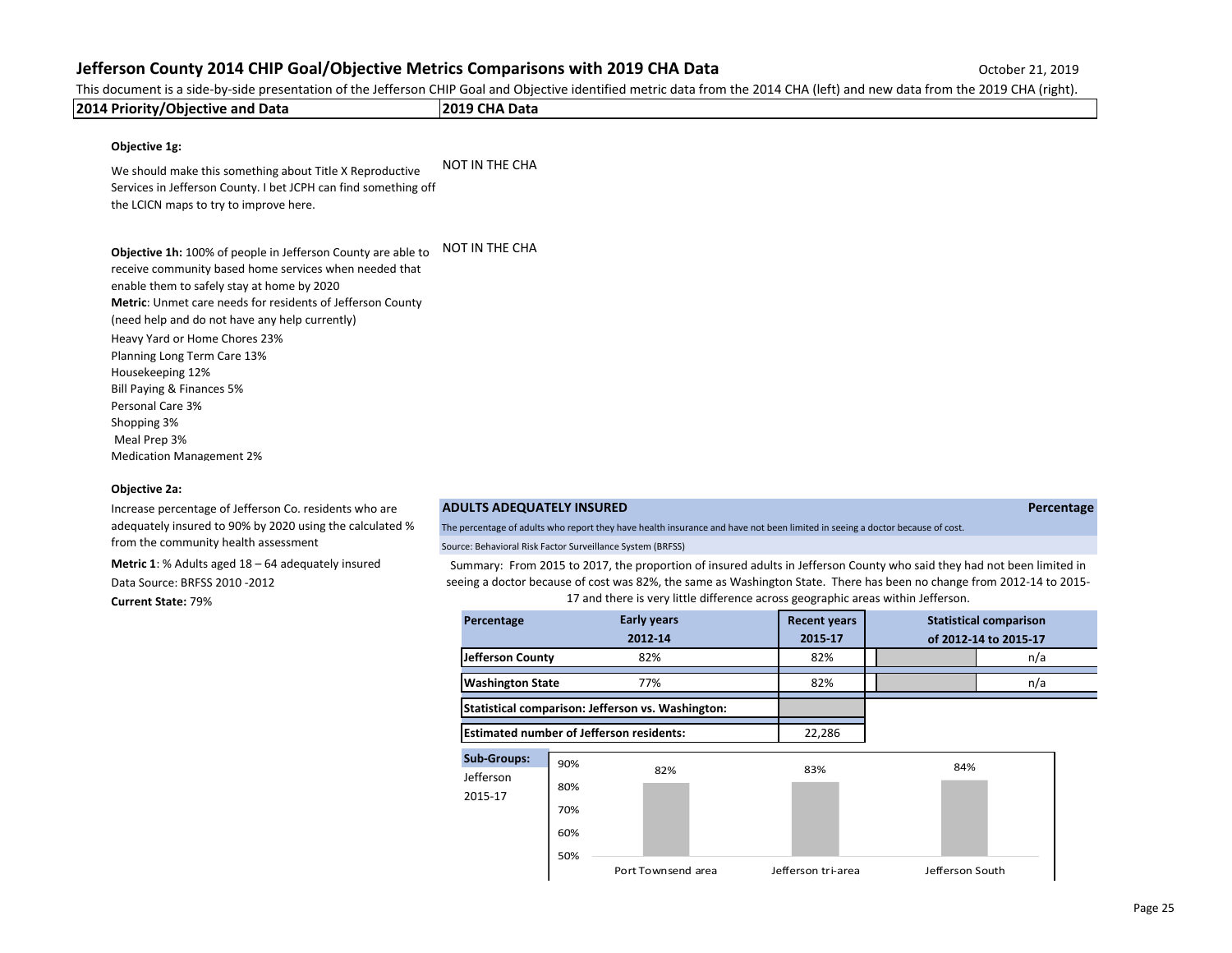# Jefferson County 2014 CHIP Goal/Objective Metrics Comparisons with 2019 CHA Data

October 21, 2019

This document is a side-by-side presentation of the Jefferson CHIP Goal and Objective identified metric data from the 2014 CHA (left) and new data from the 2019 CHA (right).

| 2014 Priority/Objective and Data | 2019 CHA Data |
|---|---|

**Objective 1g:**

We should make this something about Title X Reproductive Services in Jefferson County. I bet JCPH can find something off the LCICN maps to try to improve here.

NOT IN THE CHA

**Objective 1h:** 100% of people in Jefferson County are able to receive community based home services when needed that enable them to safely stay at home by 2020

**Metric**: Unmet care needs for residents of Jefferson County (need help and do not have any help currently)

Heavy Yard or Home Chores 23%
Planning Long Term Care 13%
Housekeeping 12%
Bill Paying & Finances 5%
Personal Care 3%
Shopping 3%
Meal Prep 3%
Medication Management 2%

NOT IN THE CHA

**Objective 2a:**

Increase percentage of Jefferson Co. residents who are adequately insured to 90% by 2020 using the calculated % from the community health assessment

**Metric 1**: % Adults aged 18 – 64 adequately insured

Data Source: BRFSS 2010 -2012

**Current State:** 79%

**ADULTS ADEQUATELY INSURED** — Percentage

The percentage of adults who report they have health insurance and have not been limited in seeing a doctor because of cost.

Source: Behavioral Risk Factor Surveillance System (BRFSS)

Summary: From 2015 to 2017, the proportion of insured adults in Jefferson County who said they had not been limited in seeing a doctor because of cost was 82%, the same as Washington State. There has been no change from 2012-14 to 2015-17 and there is very little difference across geographic areas within Jefferson.

| Percentage | Early years 2012-14 | Recent years 2015-17 | Statistical comparison of 2012-14 to 2015-17 |
|---|---|---|---|
| **Jefferson County** | 82% | 82% | n/a |
| **Washington State** | 77% | 82% | n/a |
| **Statistical comparison: Jefferson vs. Washington:** | | | |
| **Estimated number of Jefferson residents:** | | 22,286 | |

**Sub-Groups:** Jefferson 2015-17

| Area | Percentage |
|---|---|
| Port Townsend area | 82% |
| Jefferson tri-area | 83% |
| Jefferson South | 84% |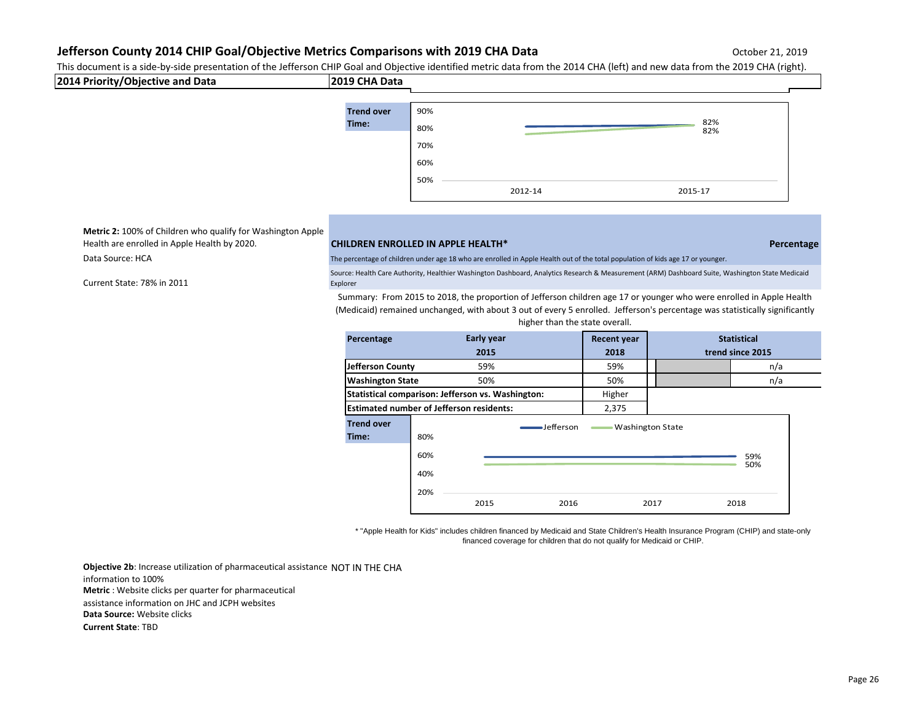# Jefferson County 2014 CHIP Goal/Objective Metrics Comparisons with 2019 CHA Data

October 21, 2019

This document is a side-by-side presentation of the Jefferson CHIP Goal and Objective identified metric data from the 2014 CHA (left) and new data from the 2019 CHA (right).

| 2014 Priority/Objective and Data | 2019 CHA Data |
|---|---|

**Trend over Time:**

| | 2012-14 | 2015-17 |
|---|---|---|
| Jefferson | | 82% |
| Washington State | | 82% |

---

**Metric 2:** 100% of Children who qualify for Washington Apple Health are enrolled in Apple Health by 2020.

Data Source: HCA

Current State: 78% in 2011

**CHILDREN ENROLLED IN APPLE HEALTH*** — **Percentage**

The percentage of children under age 18 who are enrolled in Apple Health out of the total population of kids age 17 or younger.

Source: Health Care Authority, Healthier Washington Dashboard, Analytics Research & Measurement (ARM) Dashboard Suite, Washington State Medicaid Explorer

Summary: From 2015 to 2018, the proportion of Jefferson children age 17 or younger who were enrolled in Apple Health (Medicaid) remained unchanged, with about 3 out of every 5 enrolled. Jefferson's percentage was statistically significantly higher than the state overall.

| Percentage | Early year 2015 | Recent year 2018 | Statistical trend since 2015 |
|---|---|---|---|
| Jefferson County | 59% | 59% | n/a |
| Washington State | 50% | 50% | n/a |
| Statistical comparison: Jefferson vs. Washington: | | Higher | |
| Estimated number of Jefferson residents: | | 2,375 | |

**Trend over Time:**

| | 2015 | 2016 | 2017 | 2018 |
|---|---|---|---|---|
| Jefferson | | | | 59% |
| Washington State | | | | 50% |

\* "Apple Health for Kids" includes children financed by Medicaid and State Children's Health Insurance Program (CHIP) and state-only financed coverage for children that do not qualify for Medicaid or CHIP.

---

**Objective 2b**: Increase utilization of pharmaceutical assistance information to 100%

**Metric** : Website clicks per quarter for pharmaceutical assistance information on JHC and JCPH websites

**Data Source:** Website clicks

**Current State**: TBD

NOT IN THE CHA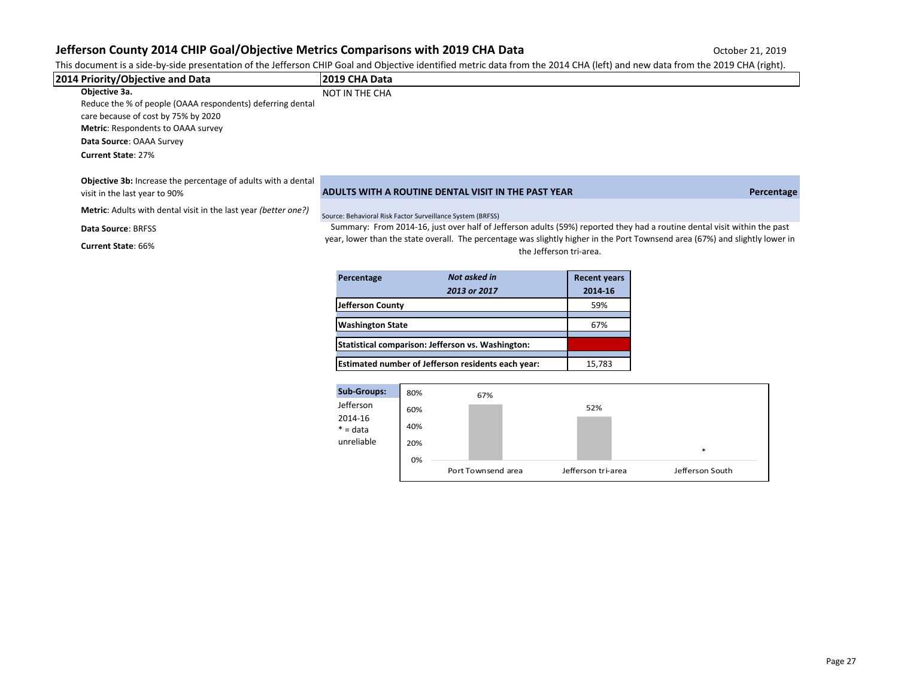# Jefferson County 2014 CHIP Goal/Objective Metrics Comparisons with 2019 CHA Data

October 21, 2019

This document is a side-by-side presentation of the Jefferson CHIP Goal and Objective identified metric data from the 2014 CHA (left) and new data from the 2019 CHA (right).

| 2014 Priority/Objective and Data | 2019 CHA Data |
|---|---|
| **Objective 3a.** Reduce the % of people (OAAA respondents) deferring dental care because of cost by 75% by 2020 **Metric**: Respondents to OAAA survey **Data Source**: OAAA Survey **Current State**: 27% | NOT IN THE CHA |

**Objective 3b:** Increase the percentage of adults with a dental visit in the last year to 90%

**Metric**: Adults with dental visit in the last year *(better one?)*

**Data Source**: BRFSS

**Current State**: 66%

## ADULTS WITH A ROUTINE DENTAL VISIT IN THE PAST YEAR — Percentage

Source: Behavioral Risk Factor Surveillance System (BRFSS)

Summary: From 2014-16, just over half of Jefferson adults (59%) reported they had a routine dental visit within the past year, lower than the state overall. The percentage was slightly higher in the Port Townsend area (67%) and slightly lower in the Jefferson tri-area.

| Percentage | *Not asked in 2013 or 2017* | Recent years 2014-16 |
|---|---|---|
| **Jefferson County** | | 59% |
| **Washington State** | | 67% |
| **Statistical comparison: Jefferson vs. Washington:** | | |
| **Estimated number of Jefferson residents each year:** | | 15,783 |

**Sub-Groups:** Jefferson 2014-16 * = data unreliable

| Area | Percentage |
|---|---|
| Port Townsend area | 67% |
| Jefferson tri-area | 52% |
| Jefferson South | * |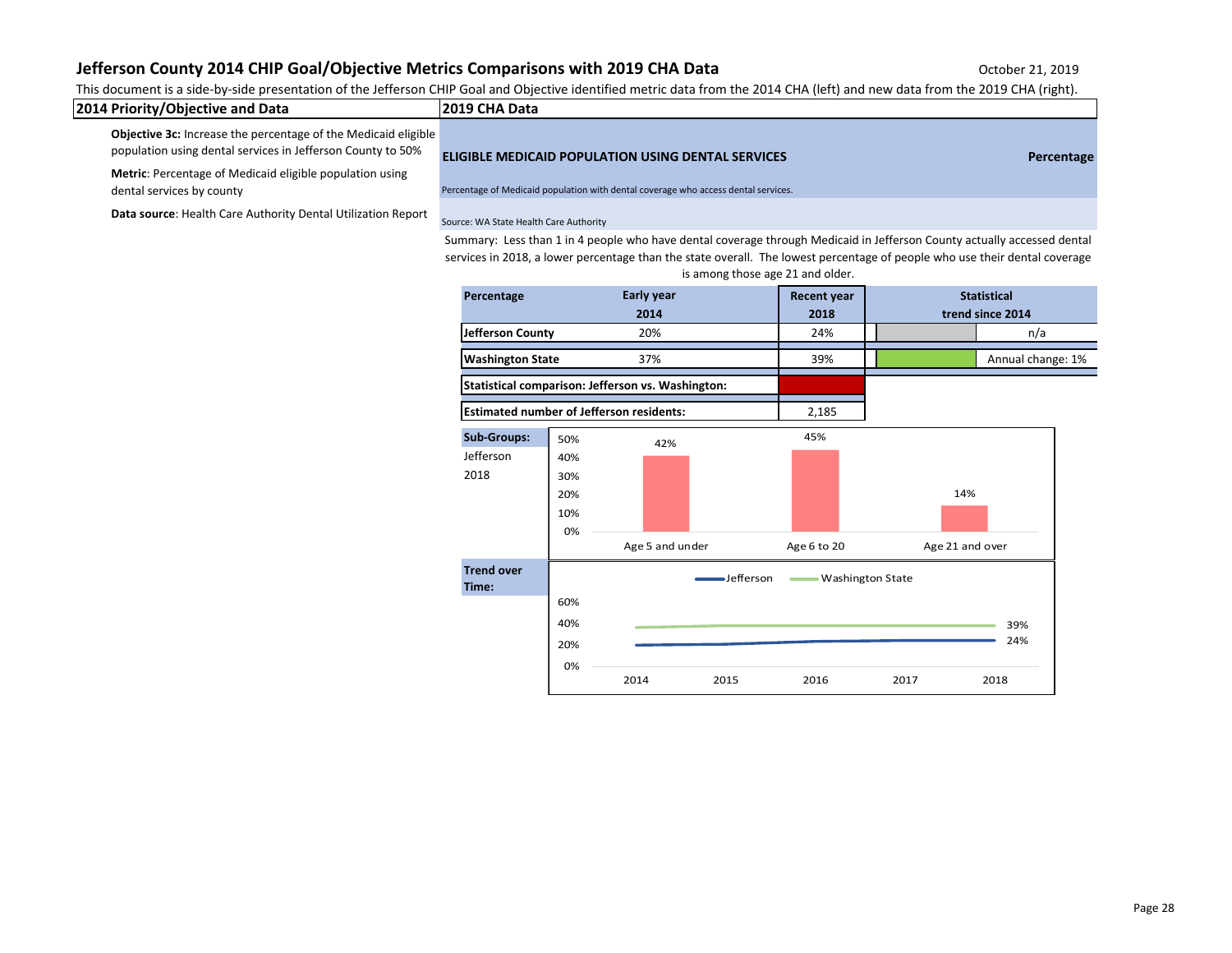# Jefferson County 2014 CHIP Goal/Objective Metrics Comparisons with 2019 CHA Data

October 21, 2019

This document is a side-by-side presentation of the Jefferson CHIP Goal and Objective identified metric data from the 2014 CHA (left) and new data from the 2019 CHA (right).

## 2014 Priority/Objective and Data

**Objective 3c:** Increase the percentage of the Medicaid eligible population using dental services in Jefferson County to 50%

**Metric**: Percentage of Medicaid eligible population using dental services by county

**Data source**: Health Care Authority Dental Utilization Report

## 2019 CHA Data

**ELIGIBLE MEDICAID POPULATION USING DENTAL SERVICES** — **Percentage**

Percentage of Medicaid population with dental coverage who access dental services.

Source: WA State Health Care Authority

Summary: Less than 1 in 4 people who have dental coverage through Medicaid in Jefferson County actually accessed dental services in 2018, a lower percentage than the state overall. The lowest percentage of people who use their dental coverage is among those age 21 and older.

| Percentage | Early year 2014 | Recent year 2018 | Statistical trend since 2014 |
|---|---|---|---|
| Jefferson County | 20% | 24% | n/a |
| Washington State | 37% | 39% | Annual change: 1% |
| Statistical comparison: Jefferson vs. Washington: | | | |
| Estimated number of Jefferson residents: | | 2,185 | |

**Sub-Groups:** Jefferson 2018

| Age group | Percentage |
|---|---|
| Age 5 and under | 42% |
| Age 6 to 20 | 45% |
| Age 21 and over | 14% |

**Trend over Time:**

| Year | Jefferson | Washington State |
|---|---|---|
| 2014 | 20% | 37% |
| 2018 | 24% | 39% |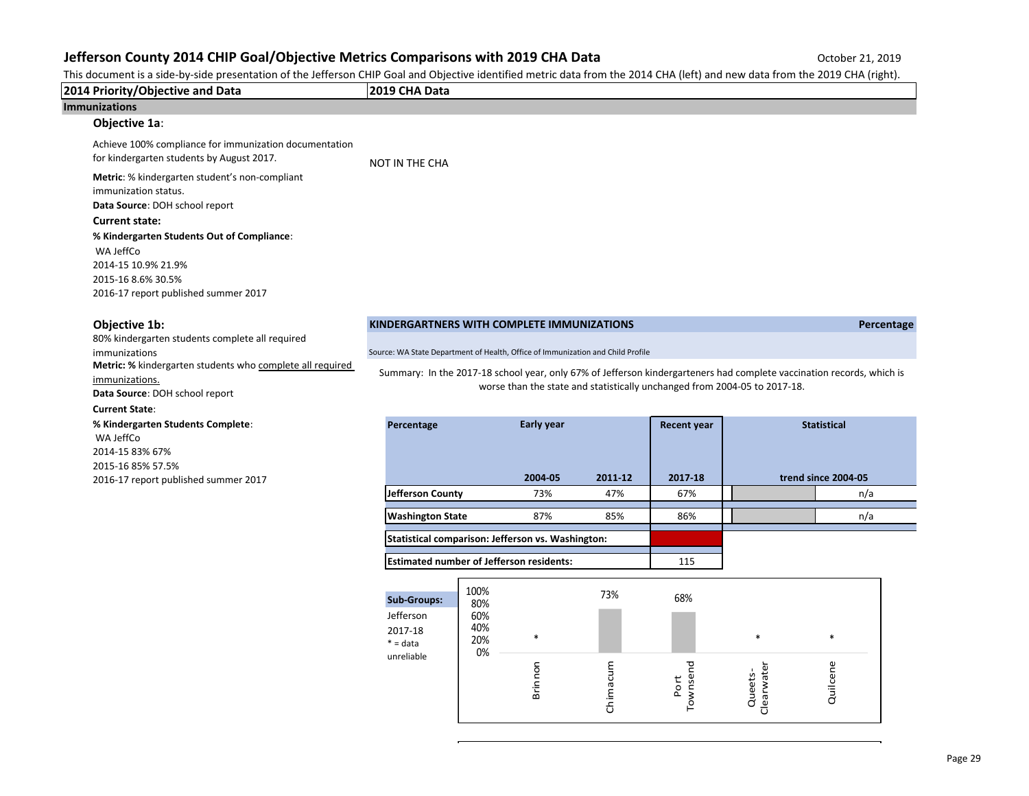# Jefferson County 2014 CHIP Goal/Objective Metrics Comparisons with 2019 CHA Data

October 21, 2019

This document is a side-by-side presentation of the Jefferson CHIP Goal and Objective identified metric data from the 2014 CHA (left) and new data from the 2019 CHA (right).

| 2014 Priority/Objective and Data | 2019 CHA Data |
|---|---|

## Immunizations

### Objective 1a:

Achieve 100% compliance for immunization documentation for kindergarten students by August 2017.

**Metric**: % kindergarten student's non-compliant immunization status.

**Data Source**: DOH school report

**Current state:**

**% Kindergarten Students Out of Compliance**:

| | WA | JeffCo |
|---|---|---|
| 2014-15 | 10.9% | 21.9% |
| 2015-16 | 8.6% | 30.5% |

2016-17 report published summer 2017

**2019 CHA Data:** NOT IN THE CHA

### Objective 1b:

80% kindergarten students complete all required immunizations

**Metric: %** kindergarten students who complete all required immunizations.

**Data Source**: DOH school report

**Current State**:

**% Kindergarten Students Complete**:

| | WA | JeffCo |
|---|---|---|
| 2014-15 | 83% | 67% |
| 2015-16 | 85% | 57.5% |

2016-17 report published summer 2017

**2019 CHA Data:**

**KINDERGARTNERS WITH COMPLETE IMMUNIZATIONS** — **Percentage**

Source: WA State Department of Health, Office of Immunization and Child Profile

Summary: In the 2017-18 school year, only 67% of Jefferson kindergarteners had complete vaccination records, which is worse than the state and statistically unchanged from 2004-05 to 2017-18.

| Percentage | Early year 2004-05 | 2011-12 | Recent year 2017-18 | Statistical trend since 2004-05 |
|---|---|---|---|---|
| Jefferson County | 73% | 47% | 67% | n/a |
| Washington State | 87% | 85% | 86% | n/a |
| Statistical comparison: Jefferson vs. Washington: | | | (red) | |
| Estimated number of Jefferson residents: | | | 115 | |

**Sub-Groups:** Jefferson 2017-18 (* = data unreliable)

| Brinnon | Chimacum | Port Townsend | Queets-Clearwater | Quilcene |
|---|---|---|---|---|
| * | 73% | 68% | * | * |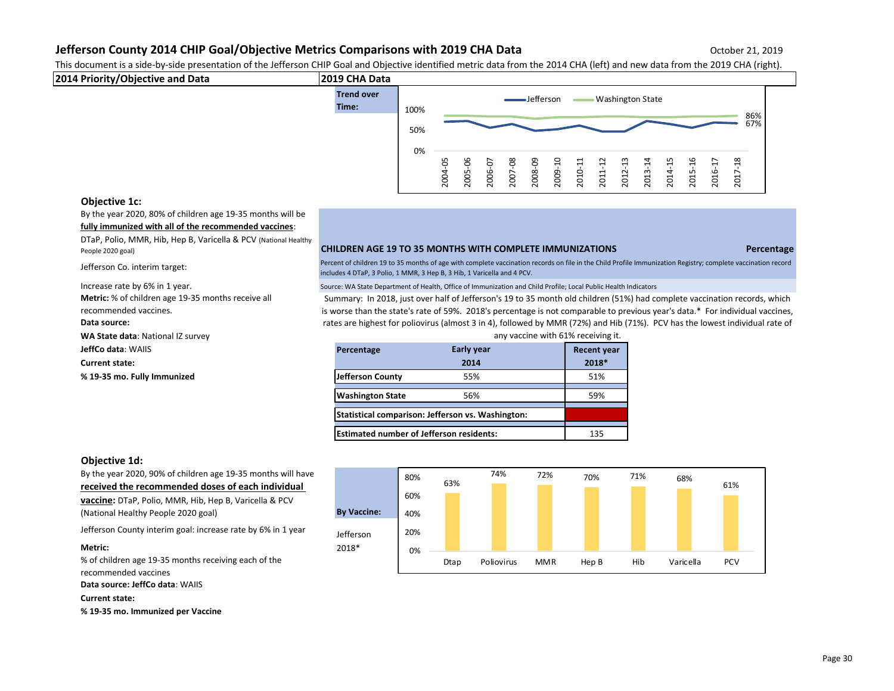## Jefferson County 2014 CHIP Goal/Objective Metrics Comparisons with 2019 CHA Data

October 21, 2019

This document is a side-by-side presentation of the Jefferson CHIP Goal and Objective identified metric data from the 2014 CHA (left) and new data from the 2019 CHA (right).

| 2014 Priority/Objective and Data | 2019 CHA Data |
|---|---|

**Trend over Time:**

| | 2004-05 | 2005-06 | 2006-07 | 2007-08 | 2008-09 | 2009-10 | 2010-11 | 2011-12 | 2012-13 | 2013-14 | 2014-15 | 2015-16 | 2016-17 | 2017-18 |
|---|---|---|---|---|---|---|---|---|---|---|---|---|---|---|
| Jefferson | | | | | | | | | | | | | | 67% |
| Washington State | | | | | | | | | | | | | | 86% |

### Objective 1c:

By the year 2020, 80% of children age 19-35 months will be **fully immunized with all of the recommended vaccines**: DTaP, Polio, MMR, Hib, Hep B, Varicella & PCV (National Healthy People 2020 goal)

Jefferson Co. interim target:

Increase rate by 6% in 1 year.

**Metric:** % of children age 19-35 months receive all recommended vaccines.

**Data source:**

**WA State data**: National IZ survey

**JeffCo data**: WAIIS

**Current state:**

**% 19-35 mo. Fully Immunized**

**CHILDREN AGE 19 TO 35 MONTHS WITH COMPLETE IMMUNIZATIONS** — **Percentage**

Percent of children 19 to 35 months of age with complete vaccination records on file in the Child Profile Immunization Registry; complete vaccination record includes 4 DTaP, 3 Polio, 1 MMR, 3 Hep B, 3 Hib, 1 Varicella and 4 PCV.

Source: WA State Department of Health, Office of Immunization and Child Profile; Local Public Health Indicators

Summary: In 2018, just over half of Jefferson's 19 to 35 month old children (51%) had complete vaccination records, which is worse than the state's rate of 59%. 2018's percentage is not comparable to previous year's data.* For individual vaccines, rates are highest for poliovirus (almost 3 in 4), followed by MMR (72%) and Hib (71%). PCV has the lowest individual rate of any vaccine with 61% receiving it.

| Percentage | Early year 2014 | Recent year 2018* |
|---|---|---|
| Jefferson County | 55% | 51% |
| Washington State | 56% | 59% |
| Statistical comparison: Jefferson vs. Washington: | | |
| Estimated number of Jefferson residents: | | 135 |

### Objective 1d:

By the year 2020, 90% of children age 19-35 months will have **received the recommended doses of each individual vaccine:** DTaP, Polio, MMR, Hib, Hep B, Varicella & PCV (National Healthy People 2020 goal)

Jefferson County interim goal: increase rate by 6% in 1 year

**Metric:**

% of children age 19-35 months receiving each of the recommended vaccines

**Data source: JeffCo data**: WAIIS

**Current state:**

**% 19-35 mo. Immunized per Vaccine**

**By Vaccine:** Jefferson 2018*

| Dtap | Poliovirus | MMR | Hep B | Hib | Varicella | PCV |
|---|---|---|---|---|---|---|
| 63% | 74% | 72% | 70% | 71% | 68% | 61% |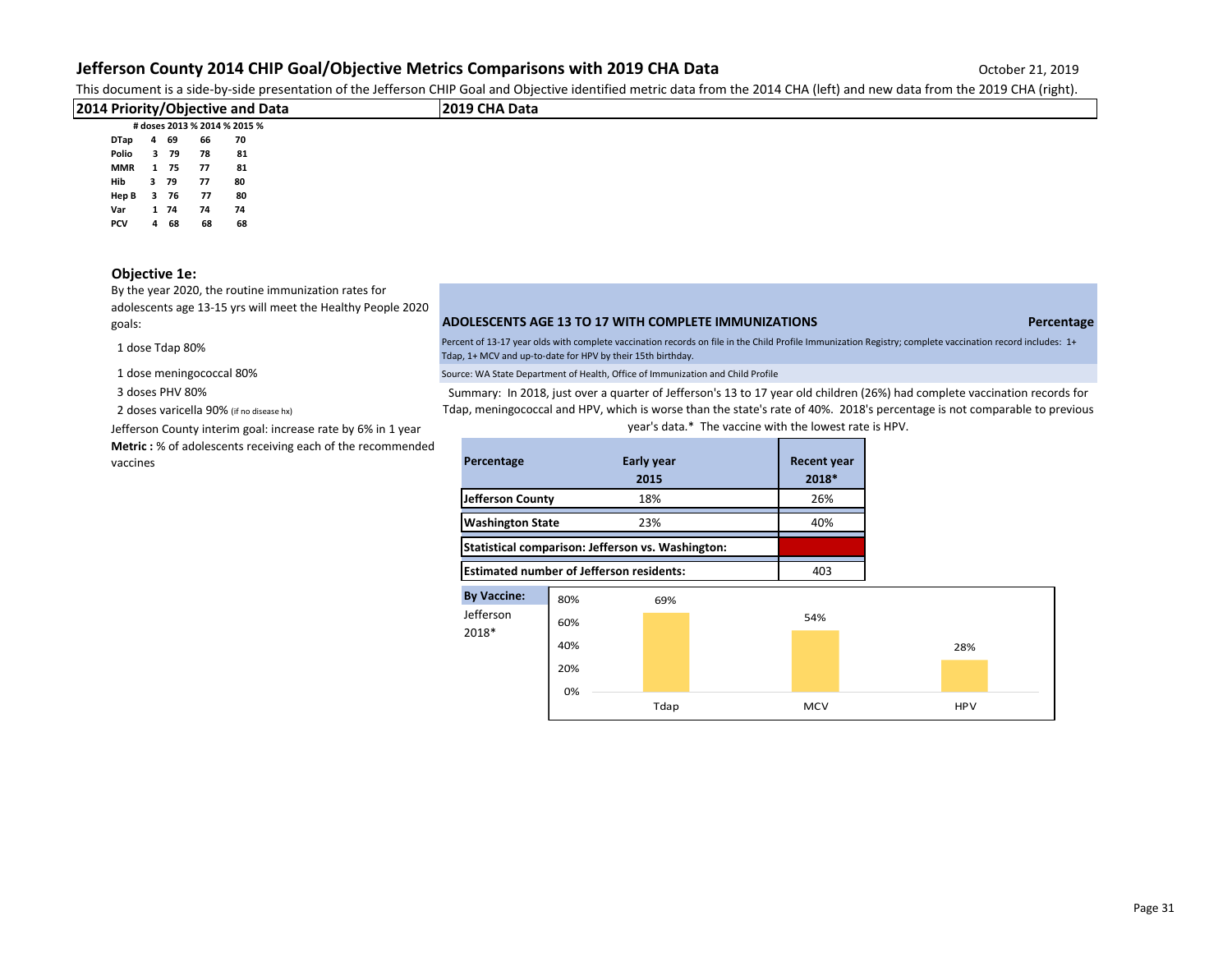# Jefferson County 2014 CHIP Goal/Objective Metrics Comparisons with 2019 CHA Data

October 21, 2019

This document is a side-by-side presentation of the Jefferson CHIP Goal and Objective identified metric data from the 2014 CHA (left) and new data from the 2019 CHA (right).

| 2014 Priority/Objective and Data | 2019 CHA Data |
|---|---|

| | # doses | 2013 % | 2014 % | 2015 % |
|---|---|---|---|---|
| DTap | 4 | 69 | 66 | 70 |
| Polio | 3 | 79 | 78 | 81 |
| MMR | 1 | 75 | 77 | 81 |
| Hib | 3 | 79 | 77 | 80 |
| Hep B | 3 | 76 | 77 | 80 |
| Var | 1 | 74 | 74 | 74 |
| PCV | 4 | 68 | 68 | 68 |

### Objective 1e:

By the year 2020, the routine immunization rates for adolescents age 13-15 yrs will meet the Healthy People 2020 goals:

1 dose Tdap 80%

1 dose meningococcal 80%

3 doses PHV 80%

2 doses varicella 90% (if no disease hx)

Jefferson County interim goal: increase rate by 6% in 1 year

**Metric :** % of adolescents receiving each of the recommended vaccines

**ADOLESCENTS AGE 13 TO 17 WITH COMPLETE IMMUNIZATIONS** — **Percentage**

Percent of 13-17 year olds with complete vaccination records on file in the Child Profile Immunization Registry; complete vaccination record includes: 1+ Tdap, 1+ MCV and up-to-date for HPV by their 15th birthday.

Source: WA State Department of Health, Office of Immunization and Child Profile

Summary: In 2018, just over a quarter of Jefferson's 13 to 17 year old children (26%) had complete vaccination records for Tdap, meningococcal and HPV, which is worse than the state's rate of 40%. 2018's percentage is not comparable to previous year's data.* The vaccine with the lowest rate is HPV.

| Percentage | Early year 2015 | Recent year 2018* |
|---|---|---|
| Jefferson County | 18% | 26% |
| Washington State | 23% | 40% |
| Statistical comparison: Jefferson vs. Washington: | | |
| Estimated number of Jefferson residents: | | 403 |

**By Vaccine:** Jefferson 2018*

| Vaccine | Percentage |
|---|---|
| Tdap | 69% |
| MCV | 54% |
| HPV | 28% |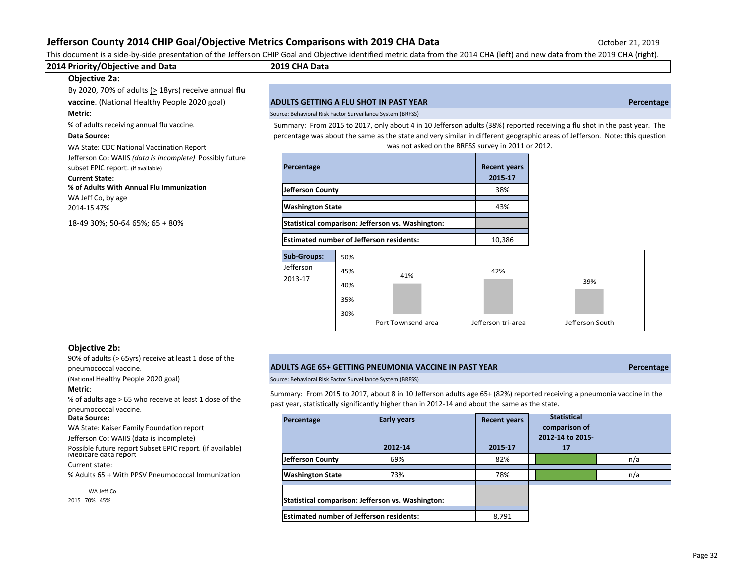# Jefferson County 2014 CHIP Goal/Objective Metrics Comparisons with 2019 CHA Data

October 21, 2019

This document is a side-by-side presentation of the Jefferson CHIP Goal and Objective identified metric data from the 2014 CHA (left) and new data from the 2019 CHA (right).

| 2014 Priority/Objective and Data | 2019 CHA Data |
|---|---|

## Objective 2a:

By 2020, 70% of adults (> 18yrs) receive annual **flu vaccine**. (National Healthy People 2020 goal)

**Metric**:

% of adults receiving annual flu vaccine.

**Data Source:**

WA State: CDC National Vaccination Report

Jefferson Co: WAIIS *(data is incomplete)* Possibly future subset EPIC report. (if available)

**Current State:**

**% of Adults With Annual Flu Immunization**

WA Jeff Co, by age

2014-15 47%

18-49 30%; 50-64 65%; 65 + 80%

### ADULTS GETTING A FLU SHOT IN PAST YEAR — Percentage

Source: Behavioral Risk Factor Surveillance System (BRFSS)

Summary: From 2015 to 2017, only about 4 in 10 Jefferson adults (38%) reported receiving a flu shot in the past year. The percentage was about the same as the state and very similar in different geographic areas of Jefferson. Note: this question was not asked on the BRFSS survey in 2011 or 2012.

| Percentage | Recent years 2015-17 |
|---|---|
| Jefferson County | 38% |
| Washington State | 43% |
| Statistical comparison: Jefferson vs. Washington: | |
| Estimated number of Jefferson residents: | 10,386 |

**Sub-Groups:** Jefferson 2013-17

| Area | Percentage |
|---|---|
| Port Townsend area | 41% |
| Jefferson tri-area | 42% |
| Jefferson South | 39% |

## Objective 2b:

90% of adults (> 65yrs) receive at least 1 dose of the pneumococcal vaccine.

(National Healthy People 2020 goal)

**Metric**:

% of adults age > 65 who receive at least 1 dose of the pneumococcal vaccine.

**Data Source:**

WA State: Kaiser Family Foundation report

Jefferson Co: WAIIS (data is incomplete)

Possible future report Subset EPIC report. (if available)

Medicare data report

Current state:

% Adults 65 + With PPSV Pneumococcal Immunization

| | WA | Jeff Co |
|---|---|---|
| 2015 | 70% | 45% |

### ADULTS AGE 65+ GETTING PNEUMONIA VACCINE IN PAST YEAR — Percentage

Source: Behavioral Risk Factor Surveillance System (BRFSS)

Summary: From 2015 to 2017, about 8 in 10 Jefferson adults age 65+ (82%) reported receiving a pneumonia vaccine in the past year, statistically significantly higher than in 2012-14 and about the same as the state.

| Percentage | Early years 2012-14 | Recent years 2015-17 | Statistical comparison of 2012-14 to 2015-17 | |
|---|---|---|---|---|
| Jefferson County | 69% | 82% | | n/a |
| Washington State | 73% | 78% | | n/a |
| Statistical comparison: Jefferson vs. Washington: | | | | |
| Estimated number of Jefferson residents: | | 8,791 | | |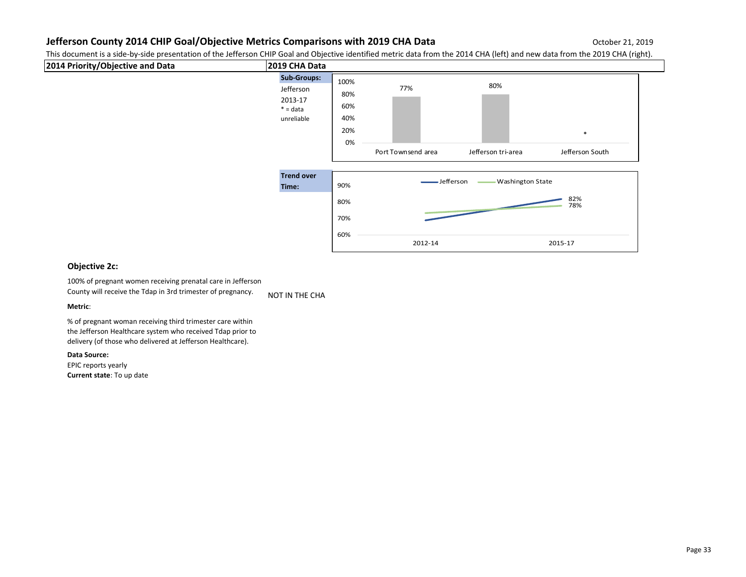## Jefferson County 2014 CHIP Goal/Objective Metrics Comparisons with 2019 CHA Data

October 21, 2019

This document is a side-by-side presentation of the Jefferson CHIP Goal and Objective identified metric data from the 2014 CHA (left) and new data from the 2019 CHA (right).

| 2014 Priority/Objective and Data | 2019 CHA Data |
|---|---|

**Sub-Groups:**
Jefferson
2013-17
* = data unreliable

100%
80%
60%
40%
20%
0%
77%
80%
*
Port Townsend area
Jefferson tri-area
Jefferson South

**Trend over Time:**

Jefferson
Washington State
90%
80%
70%
60%
82%
78%
2012-14
2015-17

### Objective 2c:

100% of pregnant women receiving prenatal care in Jefferson County will receive the Tdap in 3rd trimester of pregnancy.

NOT IN THE CHA

**Metric**:

% of pregnant woman receiving third trimester care within the Jefferson Healthcare system who received Tdap prior to delivery (of those who delivered at Jefferson Healthcare).

**Data Source:**
EPIC reports yearly
**Current state**: To up date